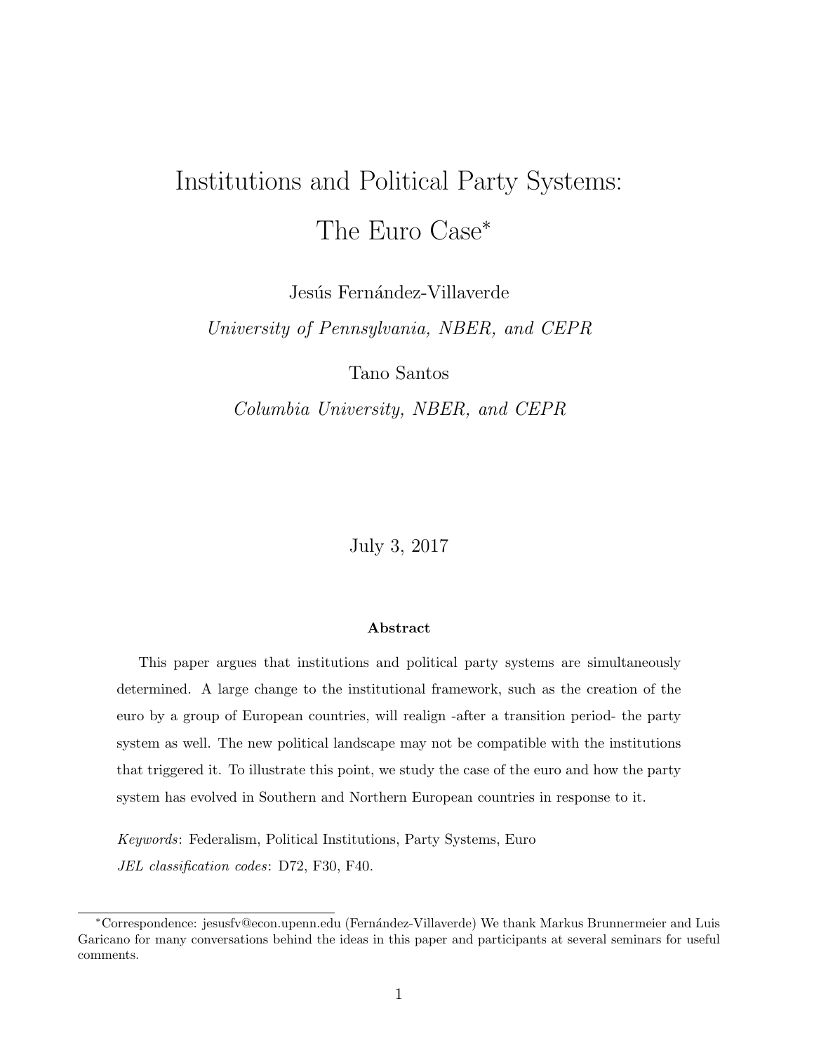# Institutions and Political Party Systems: The Euro Case*

Jesús Fernández-Villaverde

*University of Pennsylvania, NBER, and CEPR*

Tano Santos

*Columbia University, NBER, and CEPR*

July 3, 2017

**Abstract**

This paper argues that institutions and political party systems are simultaneously determined. A large change to the institutional framework, such as the creation of the euro by a group of European countries, will realign -after a transition period- the party system as well. The new political landscape may not be compatible with the institutions that triggered it. To illustrate this point, we study the case of the euro and how the party system has evolved in Southern and Northern European countries in response to it.

*Keywords*: Federalism, Political Institutions, Party Systems, Euro

*JEL classification codes*: D72, F30, F40.

*Correspondence: jesusfv@econ.upenn.edu (Fernández-Villaverde) We thank Markus Brunnermeier and Luis Garicano for many conversations behind the ideas in this paper and participants at several seminars for useful comments.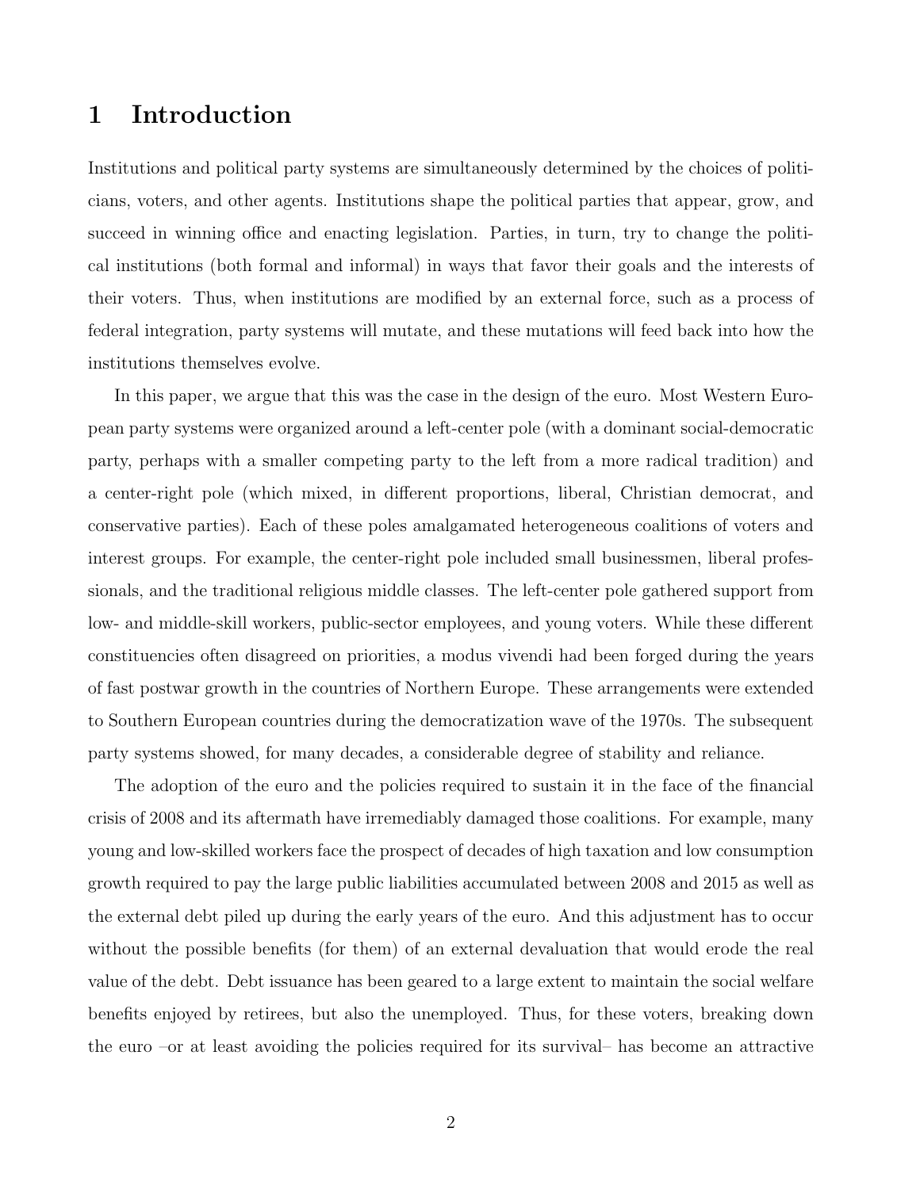# 1 Introduction

Institutions and political party systems are simultaneously determined by the choices of politicians, voters, and other agents. Institutions shape the political parties that appear, grow, and succeed in winning office and enacting legislation. Parties, in turn, try to change the political institutions (both formal and informal) in ways that favor their goals and the interests of their voters. Thus, when institutions are modified by an external force, such as a process of federal integration, party systems will mutate, and these mutations will feed back into how the institutions themselves evolve.

In this paper, we argue that this was the case in the design of the euro. Most Western European party systems were organized around a left-center pole (with a dominant social-democratic party, perhaps with a smaller competing party to the left from a more radical tradition) and a center-right pole (which mixed, in different proportions, liberal, Christian democrat, and conservative parties). Each of these poles amalgamated heterogeneous coalitions of voters and interest groups. For example, the center-right pole included small businessmen, liberal professionals, and the traditional religious middle classes. The left-center pole gathered support from low- and middle-skill workers, public-sector employees, and young voters. While these different constituencies often disagreed on priorities, a modus vivendi had been forged during the years of fast postwar growth in the countries of Northern Europe. These arrangements were extended to Southern European countries during the democratization wave of the 1970s. The subsequent party systems showed, for many decades, a considerable degree of stability and reliance.

The adoption of the euro and the policies required to sustain it in the face of the financial crisis of 2008 and its aftermath have irremediably damaged those coalitions. For example, many young and low-skilled workers face the prospect of decades of high taxation and low consumption growth required to pay the large public liabilities accumulated between 2008 and 2015 as well as the external debt piled up during the early years of the euro. And this adjustment has to occur without the possible benefits (for them) of an external devaluation that would erode the real value of the debt. Debt issuance has been geared to a large extent to maintain the social welfare benefits enjoyed by retirees, but also the unemployed. Thus, for these voters, breaking down the euro –or at least avoiding the policies required for its survival– has become an attractive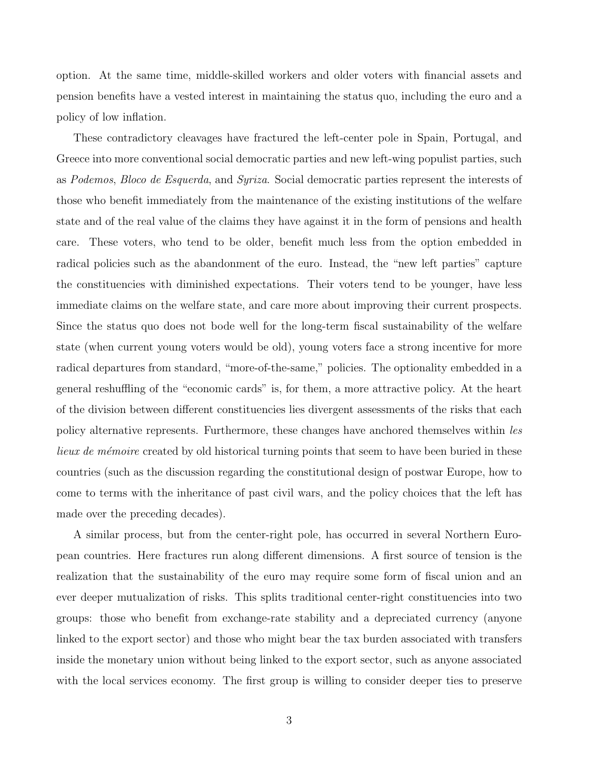option. At the same time, middle-skilled workers and older voters with financial assets and pension benefits have a vested interest in maintaining the status quo, including the euro and a policy of low inflation.

These contradictory cleavages have fractured the left-center pole in Spain, Portugal, and Greece into more conventional social democratic parties and new left-wing populist parties, such as *Podemos*, *Bloco de Esquerda*, and *Syriza*. Social democratic parties represent the interests of those who benefit immediately from the maintenance of the existing institutions of the welfare state and of the real value of the claims they have against it in the form of pensions and health care. These voters, who tend to be older, benefit much less from the option embedded in radical policies such as the abandonment of the euro. Instead, the "new left parties" capture the constituencies with diminished expectations. Their voters tend to be younger, have less immediate claims on the welfare state, and care more about improving their current prospects. Since the status quo does not bode well for the long-term fiscal sustainability of the welfare state (when current young voters would be old), young voters face a strong incentive for more radical departures from standard, "more-of-the-same," policies. The optionality embedded in a general reshuffling of the "economic cards" is, for them, a more attractive policy. At the heart of the division between different constituencies lies divergent assessments of the risks that each policy alternative represents. Furthermore, these changes have anchored themselves within *les lieux de mémoire* created by old historical turning points that seem to have been buried in these countries (such as the discussion regarding the constitutional design of postwar Europe, how to come to terms with the inheritance of past civil wars, and the policy choices that the left has made over the preceding decades).

A similar process, but from the center-right pole, has occurred in several Northern European countries. Here fractures run along different dimensions. A first source of tension is the realization that the sustainability of the euro may require some form of fiscal union and an ever deeper mutualization of risks. This splits traditional center-right constituencies into two groups: those who benefit from exchange-rate stability and a depreciated currency (anyone linked to the export sector) and those who might bear the tax burden associated with transfers inside the monetary union without being linked to the export sector, such as anyone associated with the local services economy. The first group is willing to consider deeper ties to preserve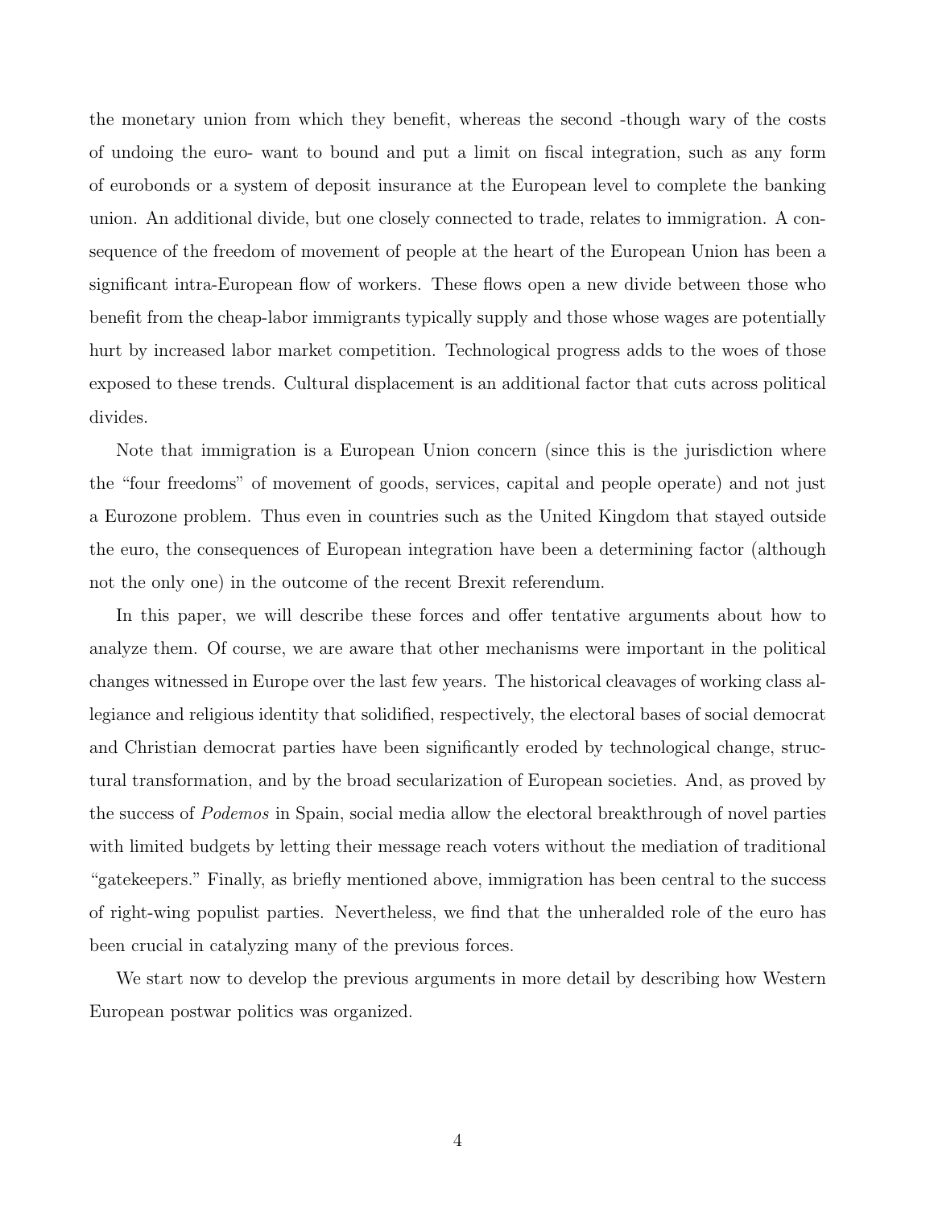the monetary union from which they benefit, whereas the second -though wary of the costs of undoing the euro- want to bound and put a limit on fiscal integration, such as any form of eurobonds or a system of deposit insurance at the European level to complete the banking union. An additional divide, but one closely connected to trade, relates to immigration. A consequence of the freedom of movement of people at the heart of the European Union has been a significant intra-European flow of workers. These flows open a new divide between those who benefit from the cheap-labor immigrants typically supply and those whose wages are potentially hurt by increased labor market competition. Technological progress adds to the woes of those exposed to these trends. Cultural displacement is an additional factor that cuts across political divides.

Note that immigration is a European Union concern (since this is the jurisdiction where the "four freedoms" of movement of goods, services, capital and people operate) and not just a Eurozone problem. Thus even in countries such as the United Kingdom that stayed outside the euro, the consequences of European integration have been a determining factor (although not the only one) in the outcome of the recent Brexit referendum.

In this paper, we will describe these forces and offer tentative arguments about how to analyze them. Of course, we are aware that other mechanisms were important in the political changes witnessed in Europe over the last few years. The historical cleavages of working class allegiance and religious identity that solidified, respectively, the electoral bases of social democrat and Christian democrat parties have been significantly eroded by technological change, structural transformation, and by the broad secularization of European societies. And, as proved by the success of *Podemos* in Spain, social media allow the electoral breakthrough of novel parties with limited budgets by letting their message reach voters without the mediation of traditional "gatekeepers." Finally, as briefly mentioned above, immigration has been central to the success of right-wing populist parties. Nevertheless, we find that the unheralded role of the euro has been crucial in catalyzing many of the previous forces.

We start now to develop the previous arguments in more detail by describing how Western European postwar politics was organized.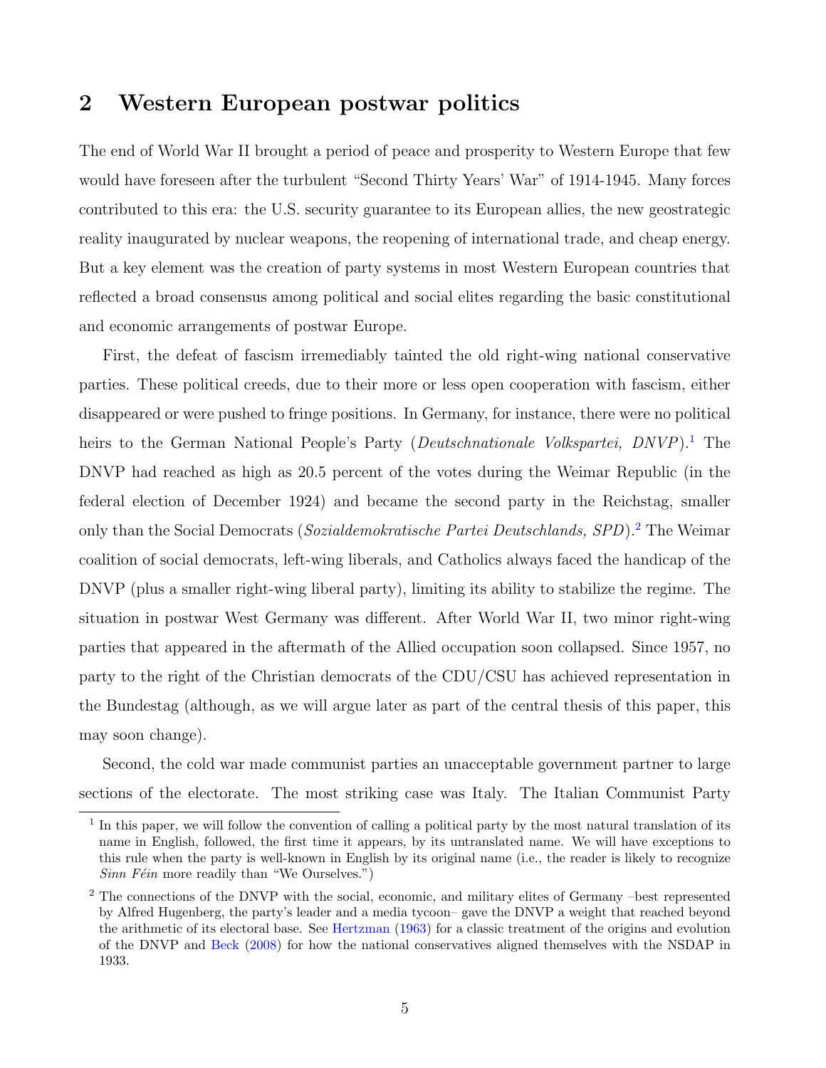## 2 Western European postwar politics

The end of World War II brought a period of peace and prosperity to Western Europe that few would have foreseen after the turbulent "Second Thirty Years' War" of 1914-1945. Many forces contributed to this era: the U.S. security guarantee to its European allies, the new geostrategic reality inaugurated by nuclear weapons, the reopening of international trade, and cheap energy. But a key element was the creation of party systems in most Western European countries that reflected a broad consensus among political and social elites regarding the basic constitutional and economic arrangements of postwar Europe.

First, the defeat of fascism irremediably tainted the old right-wing national conservative parties. These political creeds, due to their more or less open cooperation with fascism, either disappeared or were pushed to fringe positions. In Germany, for instance, there were no political heirs to the German National People's Party (*Deutschnationale Volkspartei, DNVP*).[1] The DNVP had reached as high as 20.5 percent of the votes during the Weimar Republic (in the federal election of December 1924) and became the second party in the Reichstag, smaller only than the Social Democrats (*Sozialdemokratische Partei Deutschlands, SPD*).[2] The Weimar coalition of social democrats, left-wing liberals, and Catholics always faced the handicap of the DNVP (plus a smaller right-wing liberal party), limiting its ability to stabilize the regime. The situation in postwar West Germany was different. After World War II, two minor right-wing parties that appeared in the aftermath of the Allied occupation soon collapsed. Since 1957, no party to the right of the Christian democrats of the CDU/CSU has achieved representation in the Bundestag (although, as we will argue later as part of the central thesis of this paper, this may soon change).

Second, the cold war made communist parties an unacceptable government partner to large sections of the electorate. The most striking case was Italy. The Italian Communist Party

---

[1] In this paper, we will follow the convention of calling a political party by the most natural translation of its name in English, followed, the first time it appears, by its untranslated name. We will have exceptions to this rule when the party is well-known in English by its original name (i.e., the reader is likely to recognize *Sinn Féin* more readily than "We Ourselves.")

[2] The connections of the DNVP with the social, economic, and military elites of Germany –best represented by Alfred Hugenberg, the party's leader and a media tycoon– gave the DNVP a weight that reached beyond the arithmetic of its electoral base. See Hertzman (1963) for a classic treatment of the origins and evolution of the DNVP and Beck (2008) for how the national conservatives aligned themselves with the NSDAP in 1933.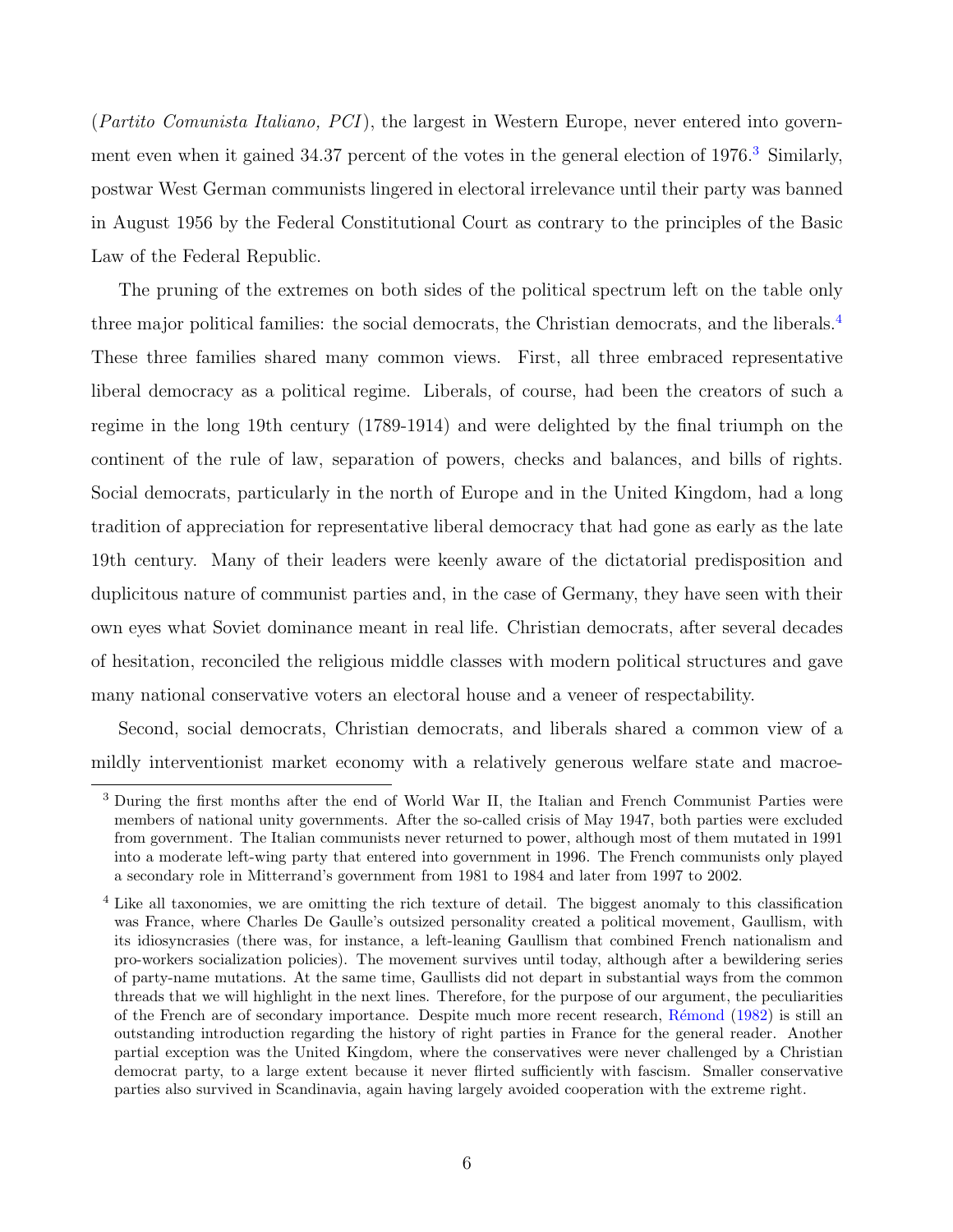(*Partito Comunista Italiano, PCI*), the largest in Western Europe, never entered into government even when it gained 34.37 percent of the votes in the general election of 1976.[3] Similarly, postwar West German communists lingered in electoral irrelevance until their party was banned in August 1956 by the Federal Constitutional Court as contrary to the principles of the Basic Law of the Federal Republic.

The pruning of the extremes on both sides of the political spectrum left on the table only three major political families: the social democrats, the Christian democrats, and the liberals.[4] These three families shared many common views. First, all three embraced representative liberal democracy as a political regime. Liberals, of course, had been the creators of such a regime in the long 19th century (1789-1914) and were delighted by the final triumph on the continent of the rule of law, separation of powers, checks and balances, and bills of rights. Social democrats, particularly in the north of Europe and in the United Kingdom, had a long tradition of appreciation for representative liberal democracy that had gone as early as the late 19th century. Many of their leaders were keenly aware of the dictatorial predisposition and duplicitous nature of communist parties and, in the case of Germany, they have seen with their own eyes what Soviet dominance meant in real life. Christian democrats, after several decades of hesitation, reconciled the religious middle classes with modern political structures and gave many national conservative voters an electoral house and a veneer of respectability.

Second, social democrats, Christian democrats, and liberals shared a common view of a mildly interventionist market economy with a relatively generous welfare state and macroe-

[3] During the first months after the end of World War II, the Italian and French Communist Parties were members of national unity governments. After the so-called crisis of May 1947, both parties were excluded from government. The Italian communists never returned to power, although most of them mutated in 1991 into a moderate left-wing party that entered into government in 1996. The French communists only played a secondary role in Mitterrand's government from 1981 to 1984 and later from 1997 to 2002.

[4] Like all taxonomies, we are omitting the rich texture of detail. The biggest anomaly to this classification was France, where Charles De Gaulle's outsized personality created a political movement, Gaullism, with its idiosyncrasies (there was, for instance, a left-leaning Gaullism that combined French nationalism and pro-workers socialization policies). The movement survives until today, although after a bewildering series of party-name mutations. At the same time, Gaullists did not depart in substantial ways from the common threads that we will highlight in the next lines. Therefore, for the purpose of our argument, the peculiarities of the French are of secondary importance. Despite much more recent research, Rémond (1982) is still an outstanding introduction regarding the history of right parties in France for the general reader. Another partial exception was the United Kingdom, where the conservatives were never challenged by a Christian democrat party, to a large extent because it never flirted sufficiently with fascism. Smaller conservative parties also survived in Scandinavia, again having largely avoided cooperation with the extreme right.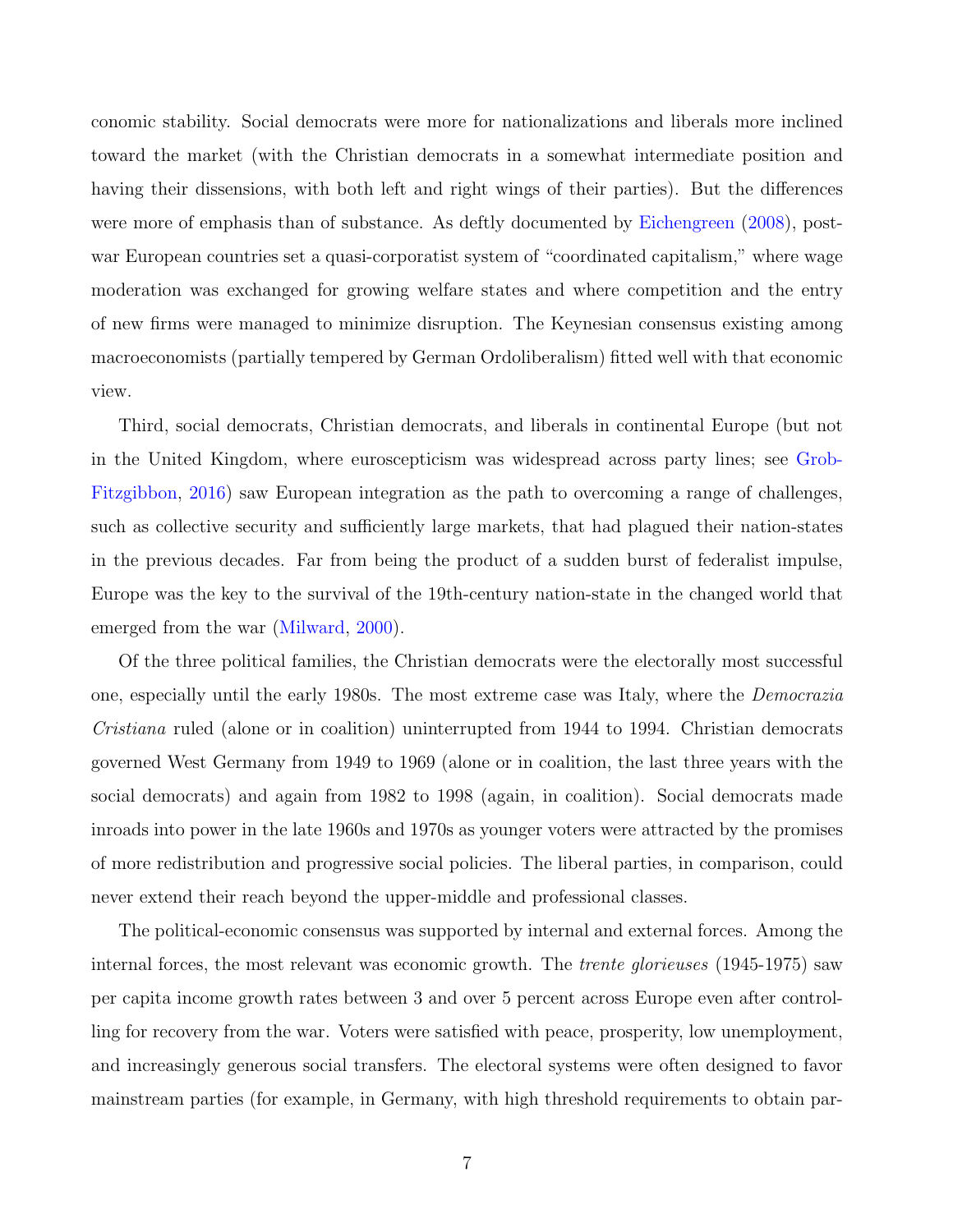conomic stability. Social democrats were more for nationalizations and liberals more inclined toward the market (with the Christian democrats in a somewhat intermediate position and having their dissensions, with both left and right wings of their parties). But the differences were more of emphasis than of substance. As deftly documented by Eichengreen (2008), post-war European countries set a quasi-corporatist system of "coordinated capitalism," where wage moderation was exchanged for growing welfare states and where competition and the entry of new firms were managed to minimize disruption. The Keynesian consensus existing among macroeconomists (partially tempered by German Ordoliberalism) fitted well with that economic view.

Third, social democrats, Christian democrats, and liberals in continental Europe (but not in the United Kingdom, where euroscepticism was widespread across party lines; see Grob-Fitzgibbon, 2016) saw European integration as the path to overcoming a range of challenges, such as collective security and sufficiently large markets, that had plagued their nation-states in the previous decades. Far from being the product of a sudden burst of federalist impulse, Europe was the key to the survival of the 19th-century nation-state in the changed world that emerged from the war (Milward, 2000).

Of the three political families, the Christian democrats were the electorally most successful one, especially until the early 1980s. The most extreme case was Italy, where the *Democrazia Cristiana* ruled (alone or in coalition) uninterrupted from 1944 to 1994. Christian democrats governed West Germany from 1949 to 1969 (alone or in coalition, the last three years with the social democrats) and again from 1982 to 1998 (again, in coalition). Social democrats made inroads into power in the late 1960s and 1970s as younger voters were attracted by the promises of more redistribution and progressive social policies. The liberal parties, in comparison, could never extend their reach beyond the upper-middle and professional classes.

The political-economic consensus was supported by internal and external forces. Among the internal forces, the most relevant was economic growth. The *trente glorieuses* (1945-1975) saw per capita income growth rates between 3 and over 5 percent across Europe even after controlling for recovery from the war. Voters were satisfied with peace, prosperity, low unemployment, and increasingly generous social transfers. The electoral systems were often designed to favor mainstream parties (for example, in Germany, with high threshold requirements to obtain par-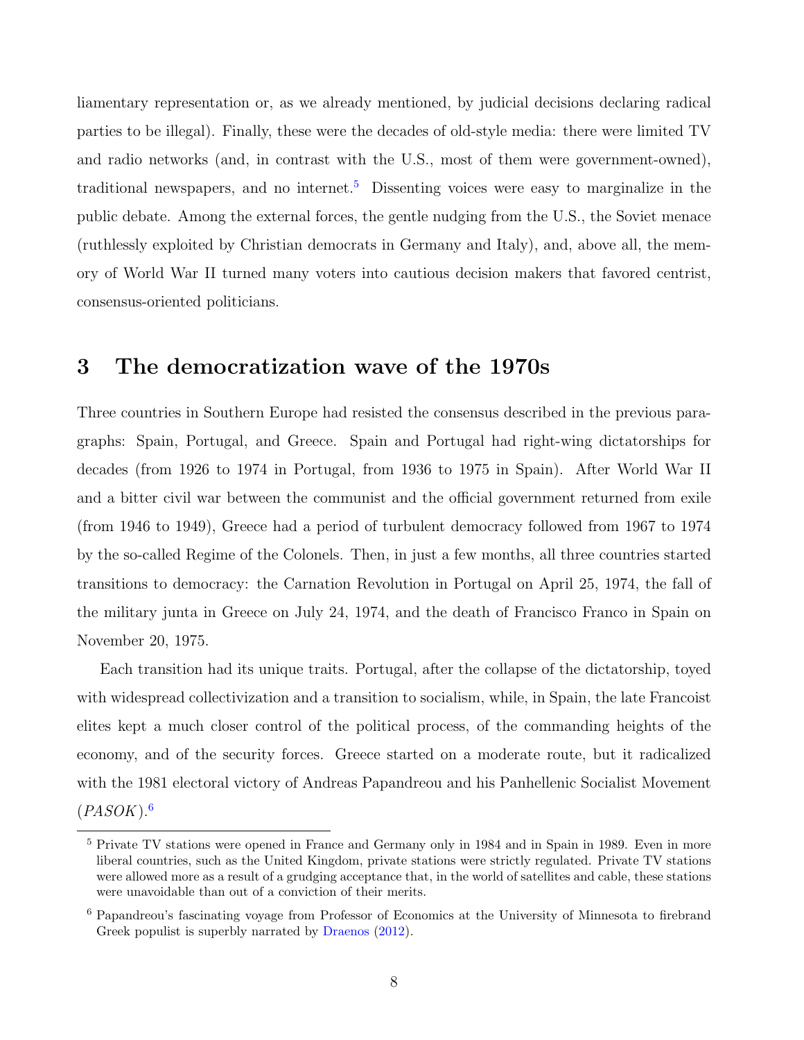liamentary representation or, as we already mentioned, by judicial decisions declaring radical parties to be illegal). Finally, these were the decades of old-style media: there were limited TV and radio networks (and, in contrast with the U.S., most of them were government-owned), traditional newspapers, and no internet.[5] Dissenting voices were easy to marginalize in the public debate. Among the external forces, the gentle nudging from the U.S., the Soviet menace (ruthlessly exploited by Christian democrats in Germany and Italy), and, above all, the memory of World War II turned many voters into cautious decision makers that favored centrist, consensus-oriented politicians.

## 3 The democratization wave of the 1970s

Three countries in Southern Europe had resisted the consensus described in the previous paragraphs: Spain, Portugal, and Greece. Spain and Portugal had right-wing dictatorships for decades (from 1926 to 1974 in Portugal, from 1936 to 1975 in Spain). After World War II and a bitter civil war between the communist and the official government returned from exile (from 1946 to 1949), Greece had a period of turbulent democracy followed from 1967 to 1974 by the so-called Regime of the Colonels. Then, in just a few months, all three countries started transitions to democracy: the Carnation Revolution in Portugal on April 25, 1974, the fall of the military junta in Greece on July 24, 1974, and the death of Francisco Franco in Spain on November 20, 1975.

Each transition had its unique traits. Portugal, after the collapse of the dictatorship, toyed with widespread collectivization and a transition to socialism, while, in Spain, the late Francoist elites kept a much closer control of the political process, of the commanding heights of the economy, and of the security forces. Greece started on a moderate route, but it radicalized with the 1981 electoral victory of Andreas Papandreou and his Panhellenic Socialist Movement (*PASOK*).[6]

---

[5] Private TV stations were opened in France and Germany only in 1984 and in Spain in 1989. Even in more liberal countries, such as the United Kingdom, private stations were strictly regulated. Private TV stations were allowed more as a result of a grudging acceptance that, in the world of satellites and cable, these stations were unavoidable than out of a conviction of their merits.

[6] Papandreou's fascinating voyage from Professor of Economics at the University of Minnesota to firebrand Greek populist is superbly narrated by Draenos (2012).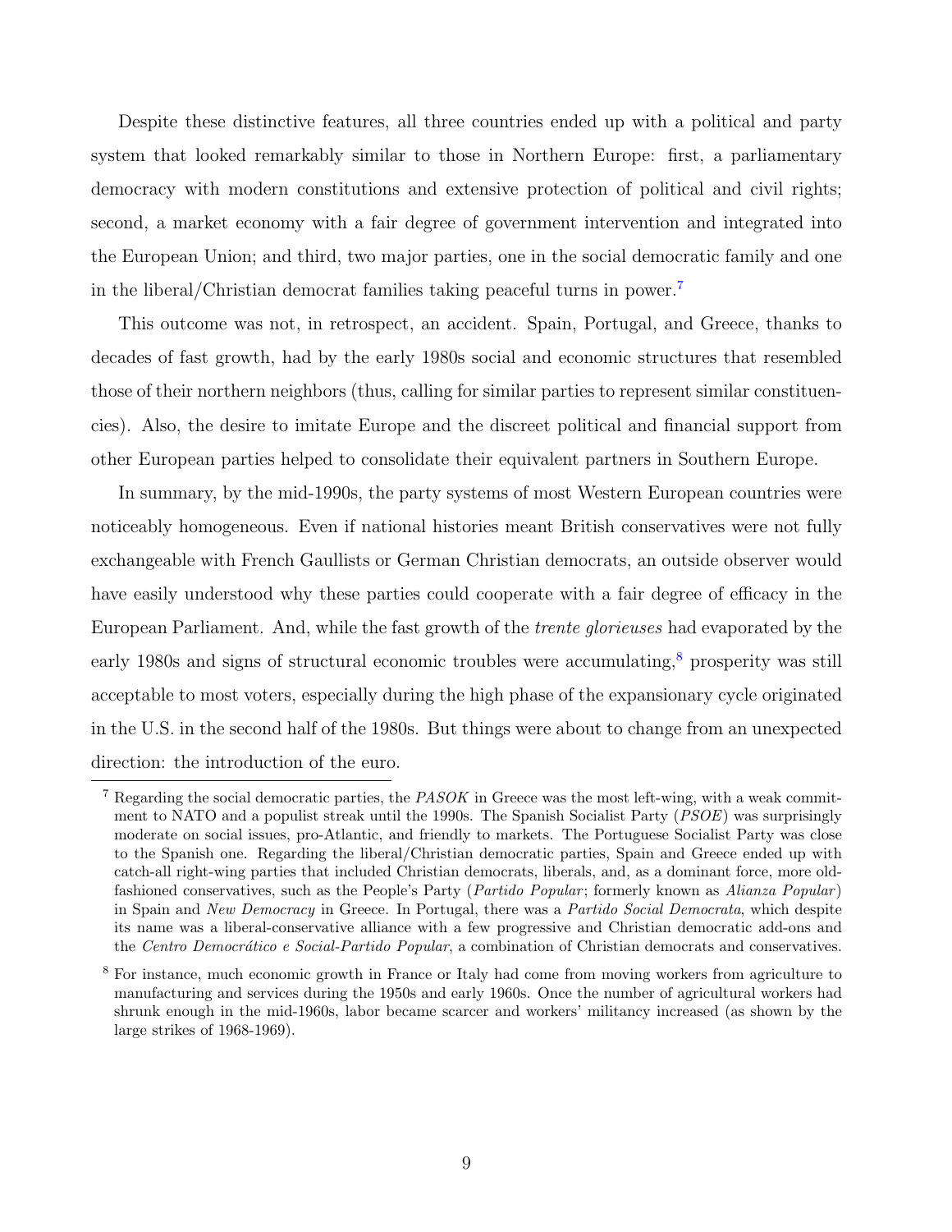Despite these distinctive features, all three countries ended up with a political and party system that looked remarkably similar to those in Northern Europe: first, a parliamentary democracy with modern constitutions and extensive protection of political and civil rights; second, a market economy with a fair degree of government intervention and integrated into the European Union; and third, two major parties, one in the social democratic family and one in the liberal/Christian democrat families taking peaceful turns in power.[7]

This outcome was not, in retrospect, an accident. Spain, Portugal, and Greece, thanks to decades of fast growth, had by the early 1980s social and economic structures that resembled those of their northern neighbors (thus, calling for similar parties to represent similar constituencies). Also, the desire to imitate Europe and the discreet political and financial support from other European parties helped to consolidate their equivalent partners in Southern Europe.

In summary, by the mid-1990s, the party systems of most Western European countries were noticeably homogeneous. Even if national histories meant British conservatives were not fully exchangeable with French Gaullists or German Christian democrats, an outside observer would have easily understood why these parties could cooperate with a fair degree of efficacy in the European Parliament. And, while the fast growth of the *trente glorieuses* had evaporated by the early 1980s and signs of structural economic troubles were accumulating,[8] prosperity was still acceptable to most voters, especially during the high phase of the expansionary cycle originated in the U.S. in the second half of the 1980s. But things were about to change from an unexpected direction: the introduction of the euro.

[7] Regarding the social democratic parties, the *PASOK* in Greece was the most left-wing, with a weak commitment to NATO and a populist streak until the 1990s. The Spanish Socialist Party (*PSOE*) was surprisingly moderate on social issues, pro-Atlantic, and friendly to markets. The Portuguese Socialist Party was close to the Spanish one. Regarding the liberal/Christian democratic parties, Spain and Greece ended up with catch-all right-wing parties that included Christian democrats, liberals, and, as a dominant force, more old-fashioned conservatives, such as the People's Party (*Partido Popular*; formerly known as *Alianza Popular*) in Spain and *New Democracy* in Greece. In Portugal, there was a *Partido Social Democrata*, which despite its name was a liberal-conservative alliance with a few progressive and Christian democratic add-ons and the *Centro Democrático e Social-Partido Popular*, a combination of Christian democrats and conservatives.

[8] For instance, much economic growth in France or Italy had come from moving workers from agriculture to manufacturing and services during the 1950s and early 1960s. Once the number of agricultural workers had shrunk enough in the mid-1960s, labor became scarcer and workers' militancy increased (as shown by the large strikes of 1968-1969).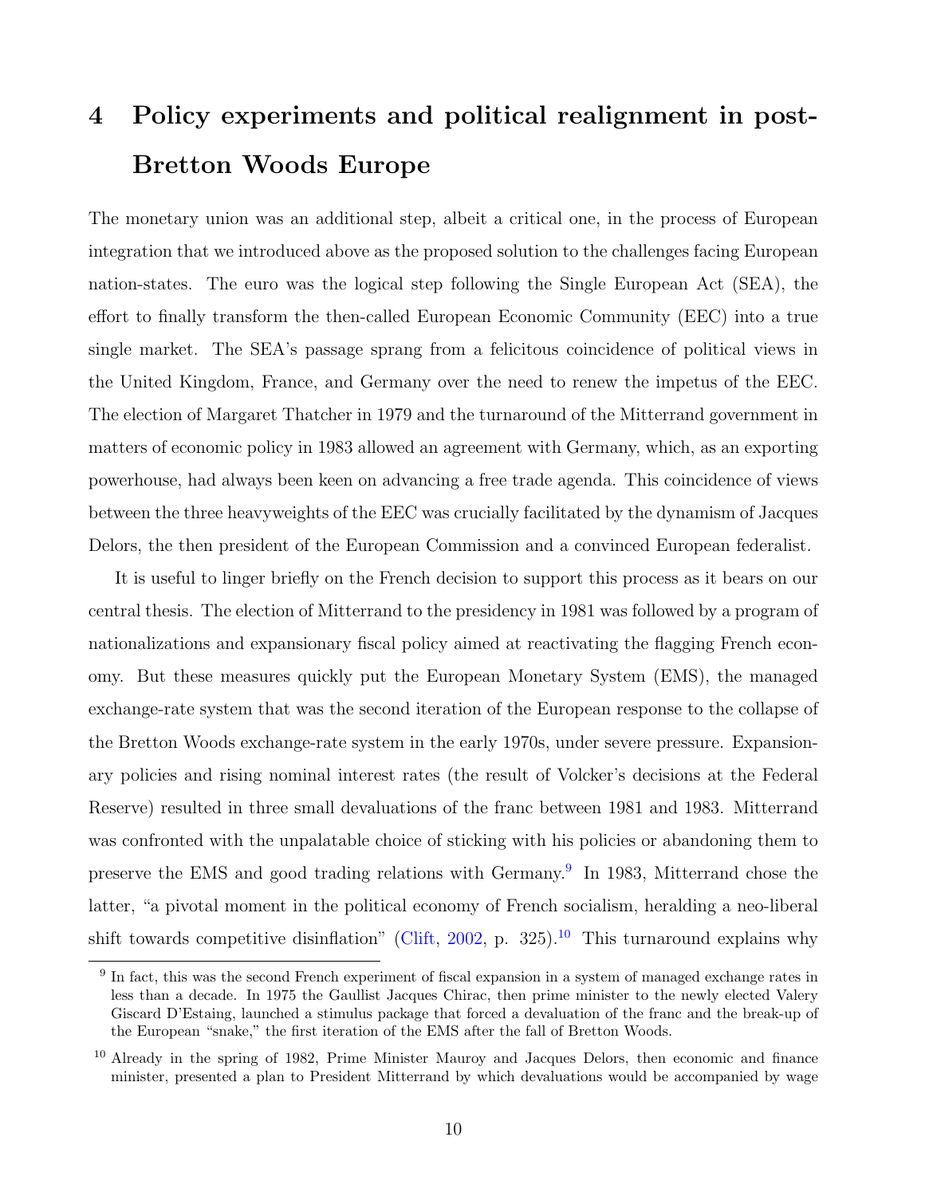# 4 Policy experiments and political realignment in post-Bretton Woods Europe

The monetary union was an additional step, albeit a critical one, in the process of European integration that we introduced above as the proposed solution to the challenges facing European nation-states. The euro was the logical step following the Single European Act (SEA), the effort to finally transform the then-called European Economic Community (EEC) into a true single market. The SEA's passage sprang from a felicitous coincidence of political views in the United Kingdom, France, and Germany over the need to renew the impetus of the EEC. The election of Margaret Thatcher in 1979 and the turnaround of the Mitterrand government in matters of economic policy in 1983 allowed an agreement with Germany, which, as an exporting powerhouse, had always been keen on advancing a free trade agenda. This coincidence of views between the three heavyweights of the EEC was crucially facilitated by the dynamism of Jacques Delors, the then president of the European Commission and a convinced European federalist.

It is useful to linger briefly on the French decision to support this process as it bears on our central thesis. The election of Mitterrand to the presidency in 1981 was followed by a program of nationalizations and expansionary fiscal policy aimed at reactivating the flagging French economy. But these measures quickly put the European Monetary System (EMS), the managed exchange-rate system that was the second iteration of the European response to the collapse of the Bretton Woods exchange-rate system in the early 1970s, under severe pressure. Expansionary policies and rising nominal interest rates (the result of Volcker's decisions at the Federal Reserve) resulted in three small devaluations of the franc between 1981 and 1983. Mitterrand was confronted with the unpalatable choice of sticking with his policies or abandoning them to preserve the EMS and good trading relations with Germany.[9] In 1983, Mitterrand chose the latter, "a pivotal moment in the political economy of French socialism, heralding a neo-liberal shift towards competitive disinflation" (Clift, 2002, p. 325).[10] This turnaround explains why

[9] In fact, this was the second French experiment of fiscal expansion in a system of managed exchange rates in less than a decade. In 1975 the Gaullist Jacques Chirac, then prime minister to the newly elected Valery Giscard D'Estaing, launched a stimulus package that forced a devaluation of the franc and the break-up of the European "snake," the first iteration of the EMS after the fall of Bretton Woods.

[10] Already in the spring of 1982, Prime Minister Mauroy and Jacques Delors, then economic and finance minister, presented a plan to President Mitterrand by which devaluations would be accompanied by wage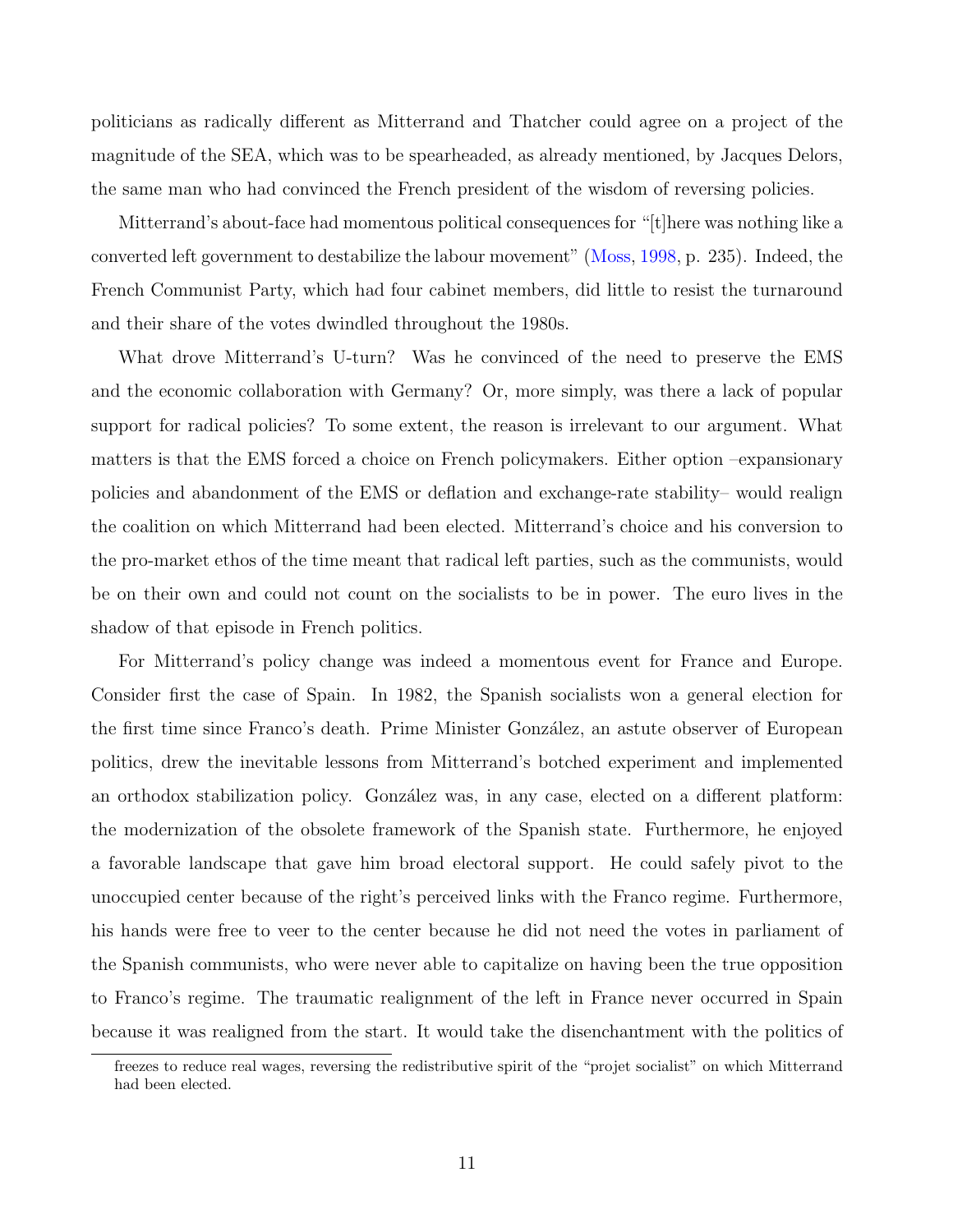politicians as radically different as Mitterrand and Thatcher could agree on a project of the magnitude of the SEA, which was to be spearheaded, as already mentioned, by Jacques Delors, the same man who had convinced the French president of the wisdom of reversing policies.

Mitterrand's about-face had momentous political consequences for "[t]here was nothing like a converted left government to destabilize the labour movement" (Moss, 1998, p. 235). Indeed, the French Communist Party, which had four cabinet members, did little to resist the turnaround and their share of the votes dwindled throughout the 1980s.

What drove Mitterrand's U-turn? Was he convinced of the need to preserve the EMS and the economic collaboration with Germany? Or, more simply, was there a lack of popular support for radical policies? To some extent, the reason is irrelevant to our argument. What matters is that the EMS forced a choice on French policymakers. Either option –expansionary policies and abandonment of the EMS or deflation and exchange-rate stability– would realign the coalition on which Mitterrand had been elected. Mitterrand's choice and his conversion to the pro-market ethos of the time meant that radical left parties, such as the communists, would be on their own and could not count on the socialists to be in power. The euro lives in the shadow of that episode in French politics.

For Mitterrand's policy change was indeed a momentous event for France and Europe. Consider first the case of Spain. In 1982, the Spanish socialists won a general election for the first time since Franco's death. Prime Minister González, an astute observer of European politics, drew the inevitable lessons from Mitterrand's botched experiment and implemented an orthodox stabilization policy. González was, in any case, elected on a different platform: the modernization of the obsolete framework of the Spanish state. Furthermore, he enjoyed a favorable landscape that gave him broad electoral support. He could safely pivot to the unoccupied center because of the right's perceived links with the Franco regime. Furthermore, his hands were free to veer to the center because he did not need the votes in parliament of the Spanish communists, who were never able to capitalize on having been the true opposition to Franco's regime. The traumatic realignment of the left in France never occurred in Spain because it was realigned from the start. It would take the disenchantment with the politics of

freezes to reduce real wages, reversing the redistributive spirit of the "projet socialist" on which Mitterrand had been elected.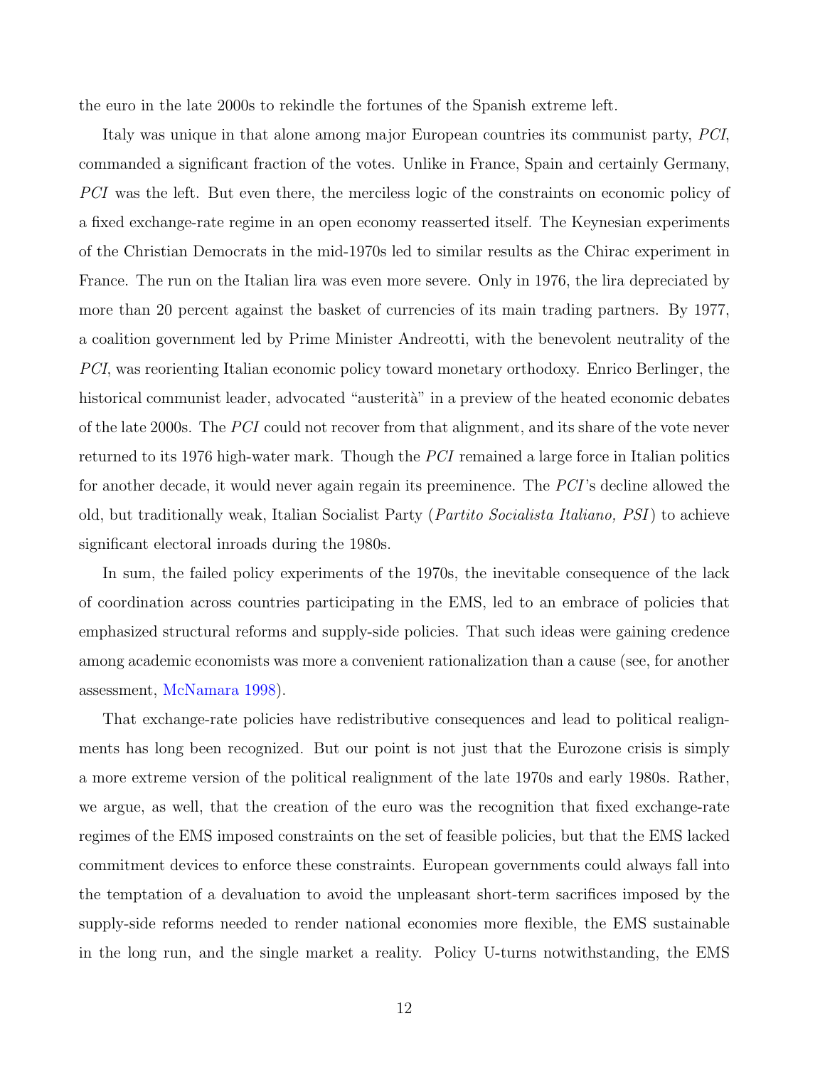the euro in the late 2000s to rekindle the fortunes of the Spanish extreme left.

Italy was unique in that alone among major European countries its communist party, *PCI*, commanded a significant fraction of the votes. Unlike in France, Spain and certainly Germany, *PCI* was the left. But even there, the merciless logic of the constraints on economic policy of a fixed exchange-rate regime in an open economy reasserted itself. The Keynesian experiments of the Christian Democrats in the mid-1970s led to similar results as the Chirac experiment in France. The run on the Italian lira was even more severe. Only in 1976, the lira depreciated by more than 20 percent against the basket of currencies of its main trading partners. By 1977, a coalition government led by Prime Minister Andreotti, with the benevolent neutrality of the *PCI*, was reorienting Italian economic policy toward monetary orthodoxy. Enrico Berlinger, the historical communist leader, advocated "austerità" in a preview of the heated economic debates of the late 2000s. The *PCI* could not recover from that alignment, and its share of the vote never returned to its 1976 high-water mark. Though the *PCI* remained a large force in Italian politics for another decade, it would never again regain its preeminence. The *PCI*'s decline allowed the old, but traditionally weak, Italian Socialist Party (*Partito Socialista Italiano, PSI*) to achieve significant electoral inroads during the 1980s.

In sum, the failed policy experiments of the 1970s, the inevitable consequence of the lack of coordination across countries participating in the EMS, led to an embrace of policies that emphasized structural reforms and supply-side policies. That such ideas were gaining credence among academic economists was more a convenient rationalization than a cause (see, for another assessment, McNamara 1998).

That exchange-rate policies have redistributive consequences and lead to political realignments has long been recognized. But our point is not just that the Eurozone crisis is simply a more extreme version of the political realignment of the late 1970s and early 1980s. Rather, we argue, as well, that the creation of the euro was the recognition that fixed exchange-rate regimes of the EMS imposed constraints on the set of feasible policies, but that the EMS lacked commitment devices to enforce these constraints. European governments could always fall into the temptation of a devaluation to avoid the unpleasant short-term sacrifices imposed by the supply-side reforms needed to render national economies more flexible, the EMS sustainable in the long run, and the single market a reality. Policy U-turns notwithstanding, the EMS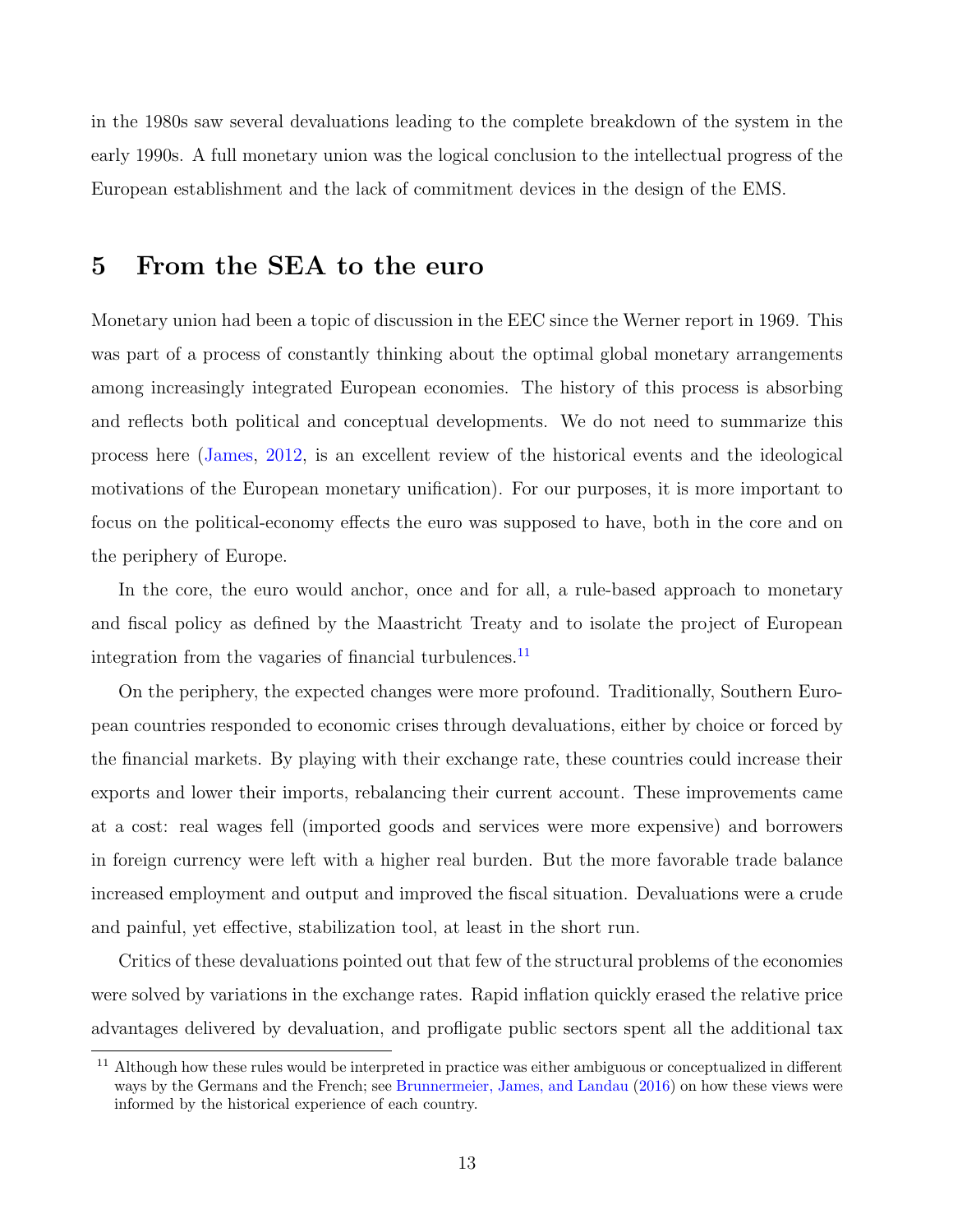in the 1980s saw several devaluations leading to the complete breakdown of the system in the early 1990s. A full monetary union was the logical conclusion to the intellectual progress of the European establishment and the lack of commitment devices in the design of the EMS.

## 5 From the SEA to the euro

Monetary union had been a topic of discussion in the EEC since the Werner report in 1969. This was part of a process of constantly thinking about the optimal global monetary arrangements among increasingly integrated European economies. The history of this process is absorbing and reflects both political and conceptual developments. We do not need to summarize this process here (James, 2012, is an excellent review of the historical events and the ideological motivations of the European monetary unification). For our purposes, it is more important to focus on the political-economy effects the euro was supposed to have, both in the core and on the periphery of Europe.

In the core, the euro would anchor, once and for all, a rule-based approach to monetary and fiscal policy as defined by the Maastricht Treaty and to isolate the project of European integration from the vagaries of financial turbulences.[11]

On the periphery, the expected changes were more profound. Traditionally, Southern European countries responded to economic crises through devaluations, either by choice or forced by the financial markets. By playing with their exchange rate, these countries could increase their exports and lower their imports, rebalancing their current account. These improvements came at a cost: real wages fell (imported goods and services were more expensive) and borrowers in foreign currency were left with a higher real burden. But the more favorable trade balance increased employment and output and improved the fiscal situation. Devaluations were a crude and painful, yet effective, stabilization tool, at least in the short run.

Critics of these devaluations pointed out that few of the structural problems of the economies were solved by variations in the exchange rates. Rapid inflation quickly erased the relative price advantages delivered by devaluation, and profligate public sectors spent all the additional tax

[11] Although how these rules would be interpreted in practice was either ambiguous or conceptualized in different ways by the Germans and the French; see Brunnermeier, James, and Landau (2016) on how these views were informed by the historical experience of each country.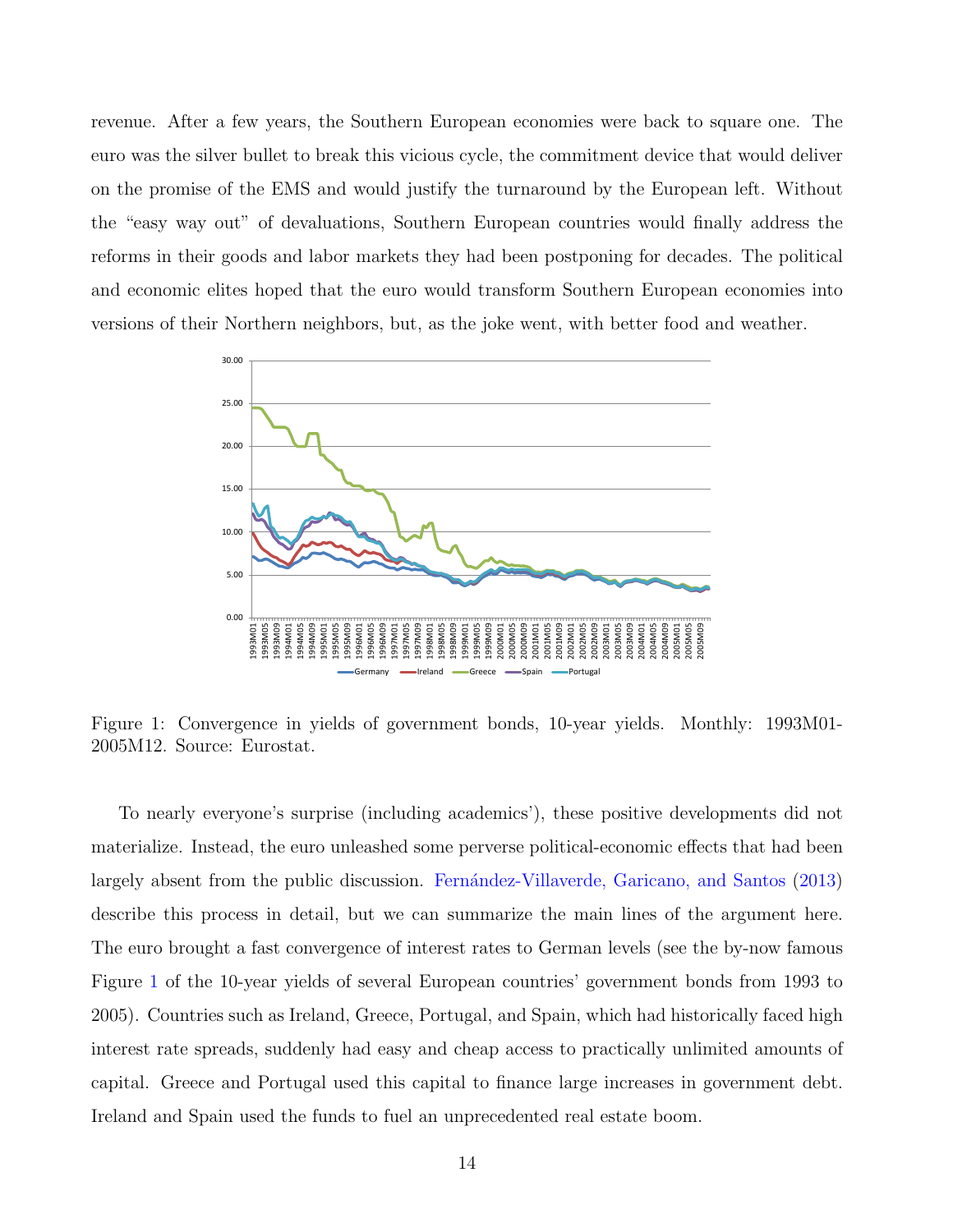revenue. After a few years, the Southern European economies were back to square one. The euro was the silver bullet to break this vicious cycle, the commitment device that would deliver on the promise of the EMS and would justify the turnaround by the European left. Without the "easy way out" of devaluations, Southern European countries would finally address the reforms in their goods and labor markets they had been postponing for decades. The political and economic elites hoped that the euro would transform Southern European economies into versions of their Northern neighbors, but, as the joke went, with better food and weather.

Figure 1: Convergence in yields of government bonds, 10-year yields. Monthly: 1993M01-2005M12. Source: Eurostat.

To nearly everyone's surprise (including academics'), these positive developments did not materialize. Instead, the euro unleashed some perverse political-economic effects that had been largely absent from the public discussion. Fernández-Villaverde, Garicano, and Santos (2013) describe this process in detail, but we can summarize the main lines of the argument here. The euro brought a fast convergence of interest rates to German levels (see the by-now famous Figure 1 of the 10-year yields of several European countries' government bonds from 1993 to 2005). Countries such as Ireland, Greece, Portugal, and Spain, which had historically faced high interest rate spreads, suddenly had easy and cheap access to practically unlimited amounts of capital. Greece and Portugal used this capital to finance large increases in government debt. Ireland and Spain used the funds to fuel an unprecedented real estate boom.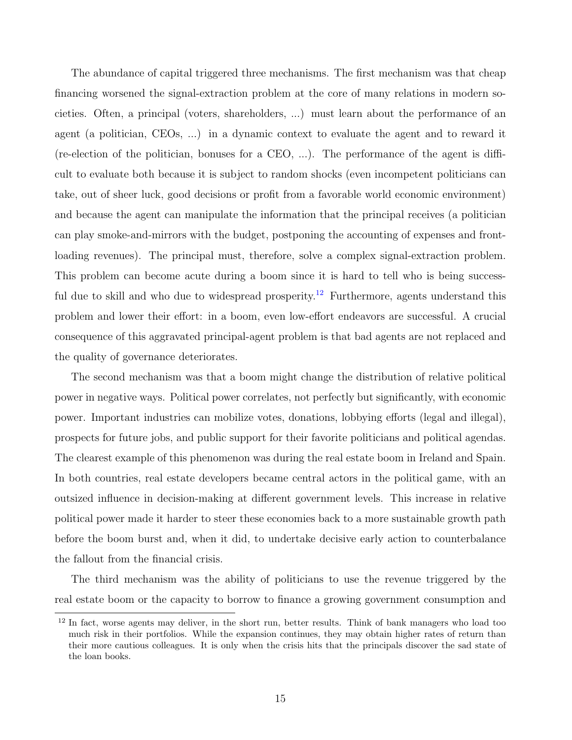The abundance of capital triggered three mechanisms. The first mechanism was that cheap financing worsened the signal-extraction problem at the core of many relations in modern societies. Often, a principal (voters, shareholders, ...) must learn about the performance of an agent (a politician, CEOs, ...) in a dynamic context to evaluate the agent and to reward it (re-election of the politician, bonuses for a CEO, ...). The performance of the agent is difficult to evaluate both because it is subject to random shocks (even incompetent politicians can take, out of sheer luck, good decisions or profit from a favorable world economic environment) and because the agent can manipulate the information that the principal receives (a politician can play smoke-and-mirrors with the budget, postponing the accounting of expenses and front-loading revenues). The principal must, therefore, solve a complex signal-extraction problem. This problem can become acute during a boom since it is hard to tell who is being successful due to skill and who due to widespread prosperity.[12] Furthermore, agents understand this problem and lower their effort: in a boom, even low-effort endeavors are successful. A crucial consequence of this aggravated principal-agent problem is that bad agents are not replaced and the quality of governance deteriorates.

The second mechanism was that a boom might change the distribution of relative political power in negative ways. Political power correlates, not perfectly but significantly, with economic power. Important industries can mobilize votes, donations, lobbying efforts (legal and illegal), prospects for future jobs, and public support for their favorite politicians and political agendas. The clearest example of this phenomenon was during the real estate boom in Ireland and Spain. In both countries, real estate developers became central actors in the political game, with an outsized influence in decision-making at different government levels. This increase in relative political power made it harder to steer these economies back to a more sustainable growth path before the boom burst and, when it did, to undertake decisive early action to counterbalance the fallout from the financial crisis.

The third mechanism was the ability of politicians to use the revenue triggered by the real estate boom or the capacity to borrow to finance a growing government consumption and

[12] In fact, worse agents may deliver, in the short run, better results. Think of bank managers who load too much risk in their portfolios. While the expansion continues, they may obtain higher rates of return than their more cautious colleagues. It is only when the crisis hits that the principals discover the sad state of the loan books.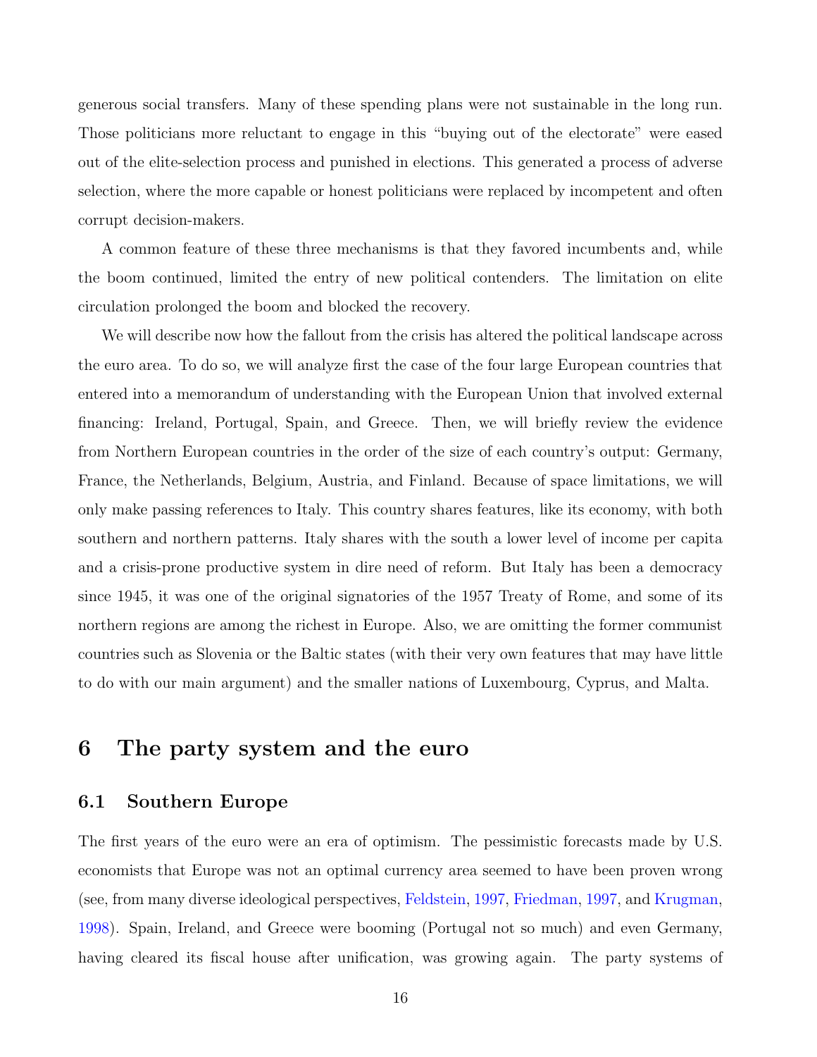generous social transfers. Many of these spending plans were not sustainable in the long run. Those politicians more reluctant to engage in this "buying out of the electorate" were eased out of the elite-selection process and punished in elections. This generated a process of adverse selection, where the more capable or honest politicians were replaced by incompetent and often corrupt decision-makers.

A common feature of these three mechanisms is that they favored incumbents and, while the boom continued, limited the entry of new political contenders. The limitation on elite circulation prolonged the boom and blocked the recovery.

We will describe now how the fallout from the crisis has altered the political landscape across the euro area. To do so, we will analyze first the case of the four large European countries that entered into a memorandum of understanding with the European Union that involved external financing: Ireland, Portugal, Spain, and Greece. Then, we will briefly review the evidence from Northern European countries in the order of the size of each country's output: Germany, France, the Netherlands, Belgium, Austria, and Finland. Because of space limitations, we will only make passing references to Italy. This country shares features, like its economy, with both southern and northern patterns. Italy shares with the south a lower level of income per capita and a crisis-prone productive system in dire need of reform. But Italy has been a democracy since 1945, it was one of the original signatories of the 1957 Treaty of Rome, and some of its northern regions are among the richest in Europe. Also, we are omitting the former communist countries such as Slovenia or the Baltic states (with their very own features that may have little to do with our main argument) and the smaller nations of Luxembourg, Cyprus, and Malta.

# 6 The party system and the euro

## 6.1 Southern Europe

The first years of the euro were an era of optimism. The pessimistic forecasts made by U.S. economists that Europe was not an optimal currency area seemed to have been proven wrong (see, from many diverse ideological perspectives, Feldstein, 1997, Friedman, 1997, and Krugman, 1998). Spain, Ireland, and Greece were booming (Portugal not so much) and even Germany, having cleared its fiscal house after unification, was growing again. The party systems of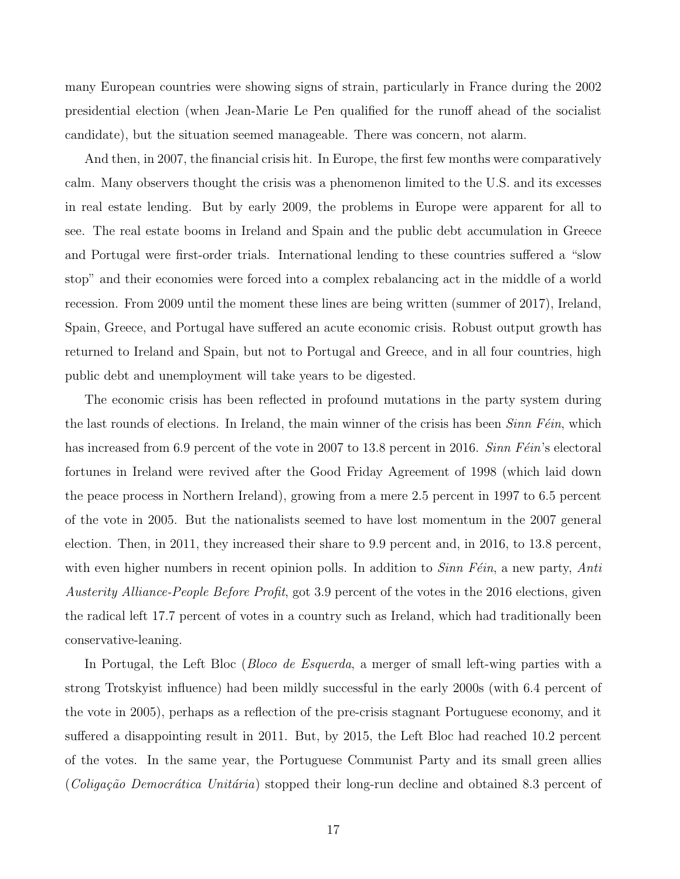many European countries were showing signs of strain, particularly in France during the 2002 presidential election (when Jean-Marie Le Pen qualified for the runoff ahead of the socialist candidate), but the situation seemed manageable. There was concern, not alarm.

And then, in 2007, the financial crisis hit. In Europe, the first few months were comparatively calm. Many observers thought the crisis was a phenomenon limited to the U.S. and its excesses in real estate lending. But by early 2009, the problems in Europe were apparent for all to see. The real estate booms in Ireland and Spain and the public debt accumulation in Greece and Portugal were first-order trials. International lending to these countries suffered a "slow stop" and their economies were forced into a complex rebalancing act in the middle of a world recession. From 2009 until the moment these lines are being written (summer of 2017), Ireland, Spain, Greece, and Portugal have suffered an acute economic crisis. Robust output growth has returned to Ireland and Spain, but not to Portugal and Greece, and in all four countries, high public debt and unemployment will take years to be digested.

The economic crisis has been reflected in profound mutations in the party system during the last rounds of elections. In Ireland, the main winner of the crisis has been *Sinn Féin*, which has increased from 6.9 percent of the vote in 2007 to 13.8 percent in 2016. *Sinn Féin*'s electoral fortunes in Ireland were revived after the Good Friday Agreement of 1998 (which laid down the peace process in Northern Ireland), growing from a mere 2.5 percent in 1997 to 6.5 percent of the vote in 2005. But the nationalists seemed to have lost momentum in the 2007 general election. Then, in 2011, they increased their share to 9.9 percent and, in 2016, to 13.8 percent, with even higher numbers in recent opinion polls. In addition to *Sinn Féin*, a new party, *Anti Austerity Alliance-People Before Profit*, got 3.9 percent of the votes in the 2016 elections, given the radical left 17.7 percent of votes in a country such as Ireland, which had traditionally been conservative-leaning.

In Portugal, the Left Bloc (*Bloco de Esquerda*, a merger of small left-wing parties with a strong Trotskyist influence) had been mildly successful in the early 2000s (with 6.4 percent of the vote in 2005), perhaps as a reflection of the pre-crisis stagnant Portuguese economy, and it suffered a disappointing result in 2011. But, by 2015, the Left Bloc had reached 10.2 percent of the votes. In the same year, the Portuguese Communist Party and its small green allies (*Coligação Democrática Unitária*) stopped their long-run decline and obtained 8.3 percent of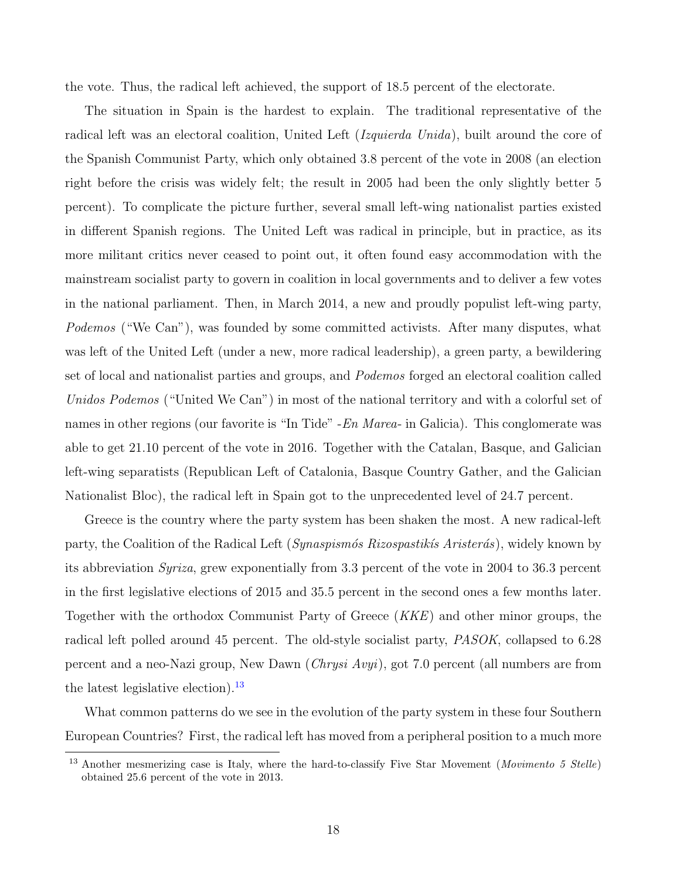the vote. Thus, the radical left achieved, the support of 18.5 percent of the electorate.

The situation in Spain is the hardest to explain. The traditional representative of the radical left was an electoral coalition, United Left (*Izquierda Unida*), built around the core of the Spanish Communist Party, which only obtained 3.8 percent of the vote in 2008 (an election right before the crisis was widely felt; the result in 2005 had been the only slightly better 5 percent). To complicate the picture further, several small left-wing nationalist parties existed in different Spanish regions. The United Left was radical in principle, but in practice, as its more militant critics never ceased to point out, it often found easy accommodation with the mainstream socialist party to govern in coalition in local governments and to deliver a few votes in the national parliament. Then, in March 2014, a new and proudly populist left-wing party, *Podemos* ("We Can"), was founded by some committed activists. After many disputes, what was left of the United Left (under a new, more radical leadership), a green party, a bewildering set of local and nationalist parties and groups, and *Podemos* forged an electoral coalition called *Unidos Podemos* ("United We Can") in most of the national territory and with a colorful set of names in other regions (our favorite is "In Tide" -*En Marea*- in Galicia). This conglomerate was able to get 21.10 percent of the vote in 2016. Together with the Catalan, Basque, and Galician left-wing separatists (Republican Left of Catalonia, Basque Country Gather, and the Galician Nationalist Bloc), the radical left in Spain got to the unprecedented level of 24.7 percent.

Greece is the country where the party system has been shaken the most. A new radical-left party, the Coalition of the Radical Left (*Synaspismós Rizospastikís Aristerás*), widely known by its abbreviation *Syriza*, grew exponentially from 3.3 percent of the vote in 2004 to 36.3 percent in the first legislative elections of 2015 and 35.5 percent in the second ones a few months later. Together with the orthodox Communist Party of Greece (*KKE*) and other minor groups, the radical left polled around 45 percent. The old-style socialist party, *PASOK*, collapsed to 6.28 percent and a neo-Nazi group, New Dawn (*Chrysi Avyi*), got 7.0 percent (all numbers are from the latest legislative election).[13]

What common patterns do we see in the evolution of the party system in these four Southern European Countries? First, the radical left has moved from a peripheral position to a much more

[13] Another mesmerizing case is Italy, where the hard-to-classify Five Star Movement (*Movimento 5 Stelle*) obtained 25.6 percent of the vote in 2013.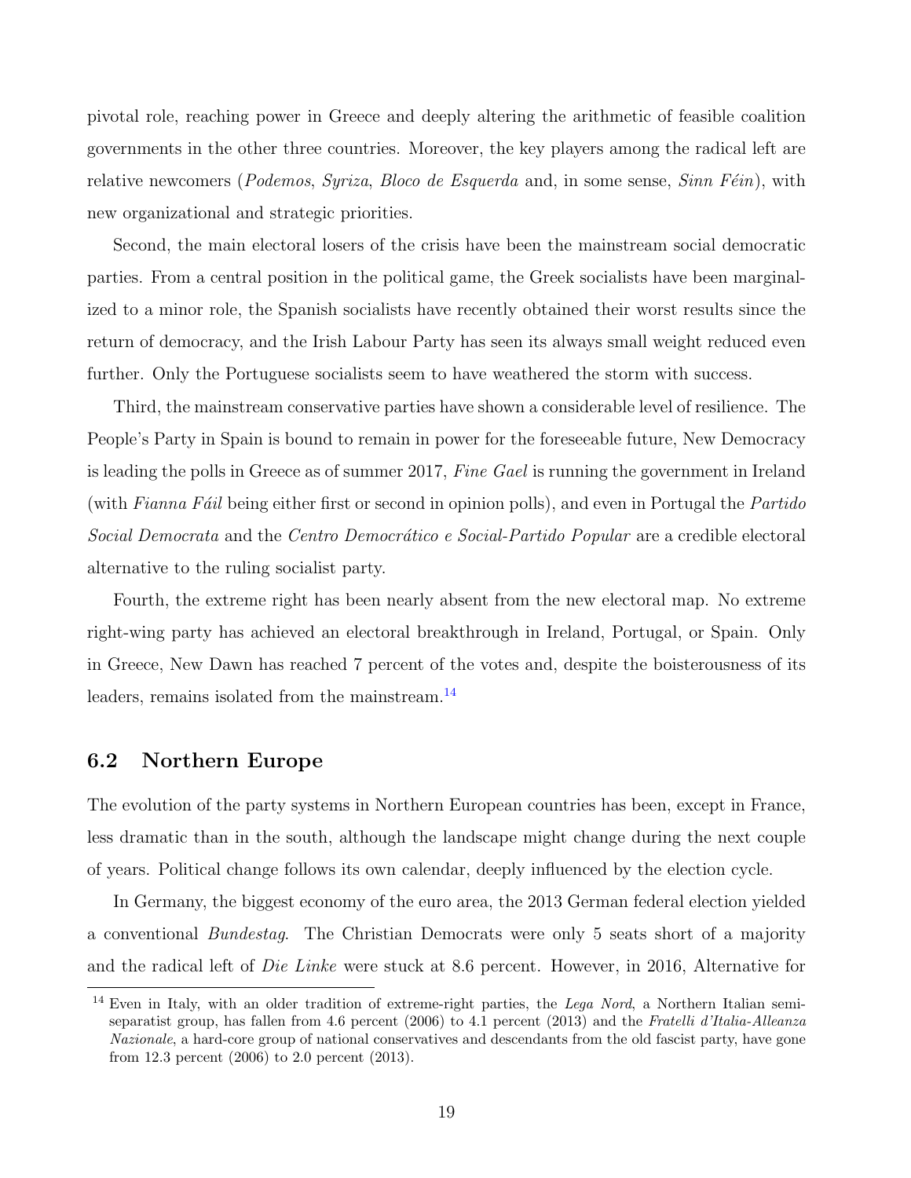pivotal role, reaching power in Greece and deeply altering the arithmetic of feasible coalition governments in the other three countries. Moreover, the key players among the radical left are relative newcomers (*Podemos*, *Syriza*, *Bloco de Esquerda* and, in some sense, *Sinn Féin*), with new organizational and strategic priorities.

Second, the main electoral losers of the crisis have been the mainstream social democratic parties. From a central position in the political game, the Greek socialists have been marginalized to a minor role, the Spanish socialists have recently obtained their worst results since the return of democracy, and the Irish Labour Party has seen its always small weight reduced even further. Only the Portuguese socialists seem to have weathered the storm with success.

Third, the mainstream conservative parties have shown a considerable level of resilience. The People's Party in Spain is bound to remain in power for the foreseeable future, New Democracy is leading the polls in Greece as of summer 2017, *Fine Gael* is running the government in Ireland (with *Fianna Fáil* being either first or second in opinion polls), and even in Portugal the *Partido Social Democrata* and the *Centro Democrático e Social-Partido Popular* are a credible electoral alternative to the ruling socialist party.

Fourth, the extreme right has been nearly absent from the new electoral map. No extreme right-wing party has achieved an electoral breakthrough in Ireland, Portugal, or Spain. Only in Greece, New Dawn has reached 7 percent of the votes and, despite the boisterousness of its leaders, remains isolated from the mainstream.[14]

## 6.2 Northern Europe

The evolution of the party systems in Northern European countries has been, except in France, less dramatic than in the south, although the landscape might change during the next couple of years. Political change follows its own calendar, deeply influenced by the election cycle.

In Germany, the biggest economy of the euro area, the 2013 German federal election yielded a conventional *Bundestag*. The Christian Democrats were only 5 seats short of a majority and the radical left of *Die Linke* were stuck at 8.6 percent. However, in 2016, Alternative for

[14] Even in Italy, with an older tradition of extreme-right parties, the *Lega Nord*, a Northern Italian semi-separatist group, has fallen from 4.6 percent (2006) to 4.1 percent (2013) and the *Fratelli d'Italia-Alleanza Nazionale*, a hard-core group of national conservatives and descendants from the old fascist party, have gone from 12.3 percent (2006) to 2.0 percent (2013).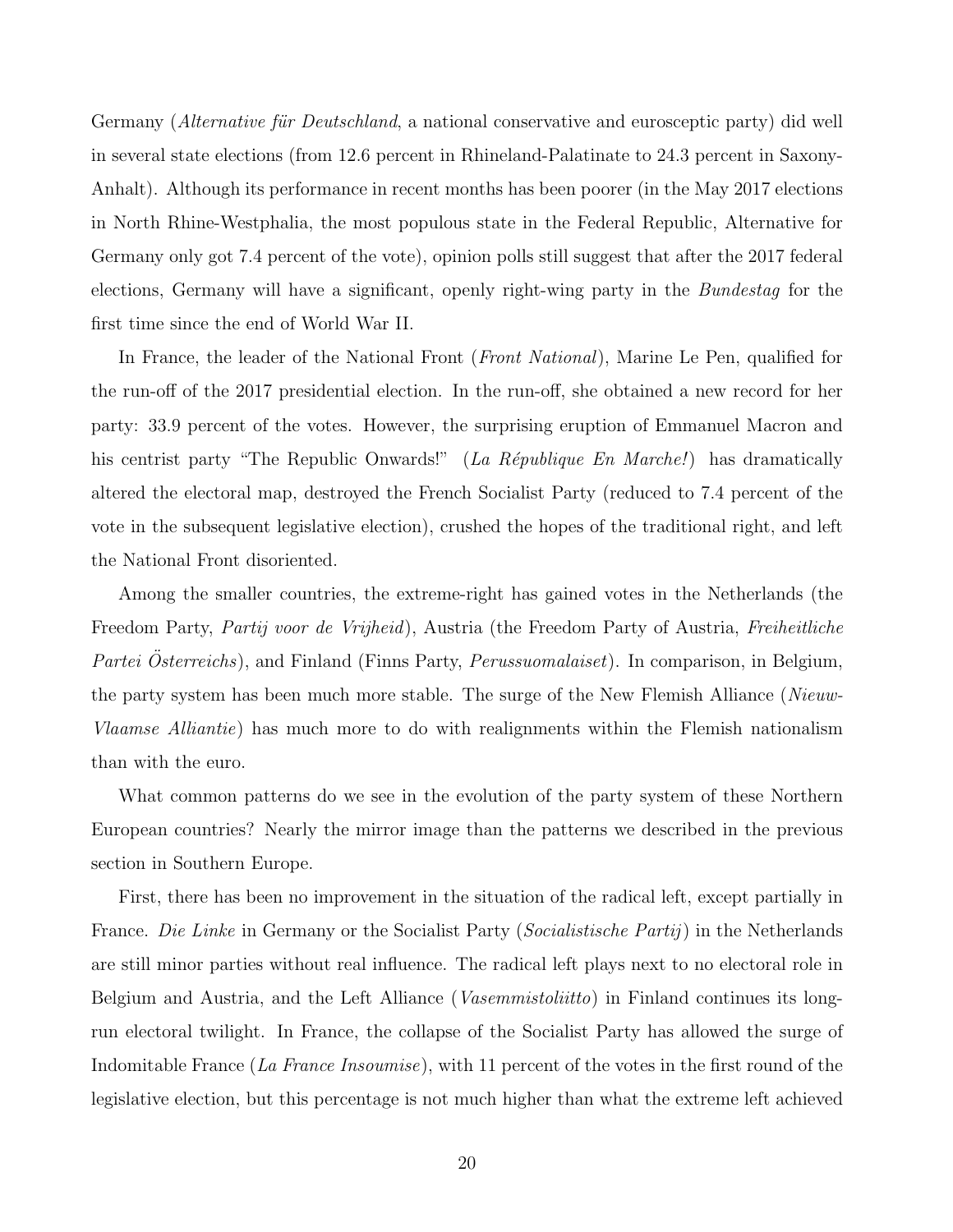Germany (*Alternative für Deutschland*, a national conservative and eurosceptic party) did well in several state elections (from 12.6 percent in Rhineland-Palatinate to 24.3 percent in Saxony-Anhalt). Although its performance in recent months has been poorer (in the May 2017 elections in North Rhine-Westphalia, the most populous state in the Federal Republic, Alternative for Germany only got 7.4 percent of the vote), opinion polls still suggest that after the 2017 federal elections, Germany will have a significant, openly right-wing party in the *Bundestag* for the first time since the end of World War II.

In France, the leader of the National Front (*Front National*), Marine Le Pen, qualified for the run-off of the 2017 presidential election. In the run-off, she obtained a new record for her party: 33.9 percent of the votes. However, the surprising eruption of Emmanuel Macron and his centrist party "The Republic Onwards!" (*La République En Marche!*) has dramatically altered the electoral map, destroyed the French Socialist Party (reduced to 7.4 percent of the vote in the subsequent legislative election), crushed the hopes of the traditional right, and left the National Front disoriented.

Among the smaller countries, the extreme-right has gained votes in the Netherlands (the Freedom Party, *Partij voor de Vrijheid*), Austria (the Freedom Party of Austria, *Freiheitliche Partei Österreichs*), and Finland (Finns Party, *Perussuomalaiset*). In comparison, in Belgium, the party system has been much more stable. The surge of the New Flemish Alliance (*Nieuw-Vlaamse Alliantie*) has much more to do with realignments within the Flemish nationalism than with the euro.

What common patterns do we see in the evolution of the party system of these Northern European countries? Nearly the mirror image than the patterns we described in the previous section in Southern Europe.

First, there has been no improvement in the situation of the radical left, except partially in France. *Die Linke* in Germany or the Socialist Party (*Socialistische Partij*) in the Netherlands are still minor parties without real influence. The radical left plays next to no electoral role in Belgium and Austria, and the Left Alliance (*Vasemmistoliitto*) in Finland continues its long-run electoral twilight. In France, the collapse of the Socialist Party has allowed the surge of Indomitable France (*La France Insoumise*), with 11 percent of the votes in the first round of the legislative election, but this percentage is not much higher than what the extreme left achieved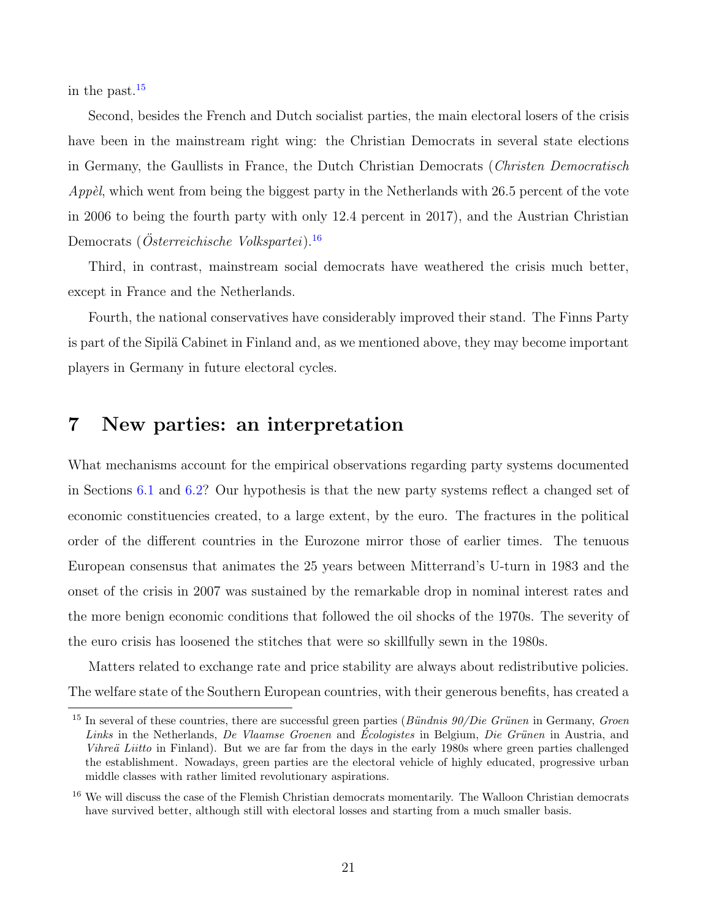in the past.[15]

Second, besides the French and Dutch socialist parties, the main electoral losers of the crisis have been in the mainstream right wing: the Christian Democrats in several state elections in Germany, the Gaullists in France, the Dutch Christian Democrats (*Christen Democratisch Appèl*, which went from being the biggest party in the Netherlands with 26.5 percent of the vote in 2006 to being the fourth party with only 12.4 percent in 2017), and the Austrian Christian Democrats (*Österreichische Volkspartei*).[16]

Third, in contrast, mainstream social democrats have weathered the crisis much better, except in France and the Netherlands.

Fourth, the national conservatives have considerably improved their stand. The Finns Party is part of the Sipilä Cabinet in Finland and, as we mentioned above, they may become important players in Germany in future electoral cycles.

# 7 New parties: an interpretation

What mechanisms account for the empirical observations regarding party systems documented in Sections 6.1 and 6.2? Our hypothesis is that the new party systems reflect a changed set of economic constituencies created, to a large extent, by the euro. The fractures in the political order of the different countries in the Eurozone mirror those of earlier times. The tenuous European consensus that animates the 25 years between Mitterrand's U-turn in 1983 and the onset of the crisis in 2007 was sustained by the remarkable drop in nominal interest rates and the more benign economic conditions that followed the oil shocks of the 1970s. The severity of the euro crisis has loosened the stitches that were so skillfully sewn in the 1980s.

Matters related to exchange rate and price stability are always about redistributive policies. The welfare state of the Southern European countries, with their generous benefits, has created a

[15] In several of these countries, there are successful green parties (*Bündnis 90/Die Grünen* in Germany, *Groen Links* in the Netherlands, *De Vlaamse Groenen* and *Écologistes* in Belgium, *Die Grünen* in Austria, and *Vihreä Liitto* in Finland). But we are far from the days in the early 1980s where green parties challenged the establishment. Nowadays, green parties are the electoral vehicle of highly educated, progressive urban middle classes with rather limited revolutionary aspirations.

[16] We will discuss the case of the Flemish Christian democrats momentarily. The Walloon Christian democrats have survived better, although still with electoral losses and starting from a much smaller basis.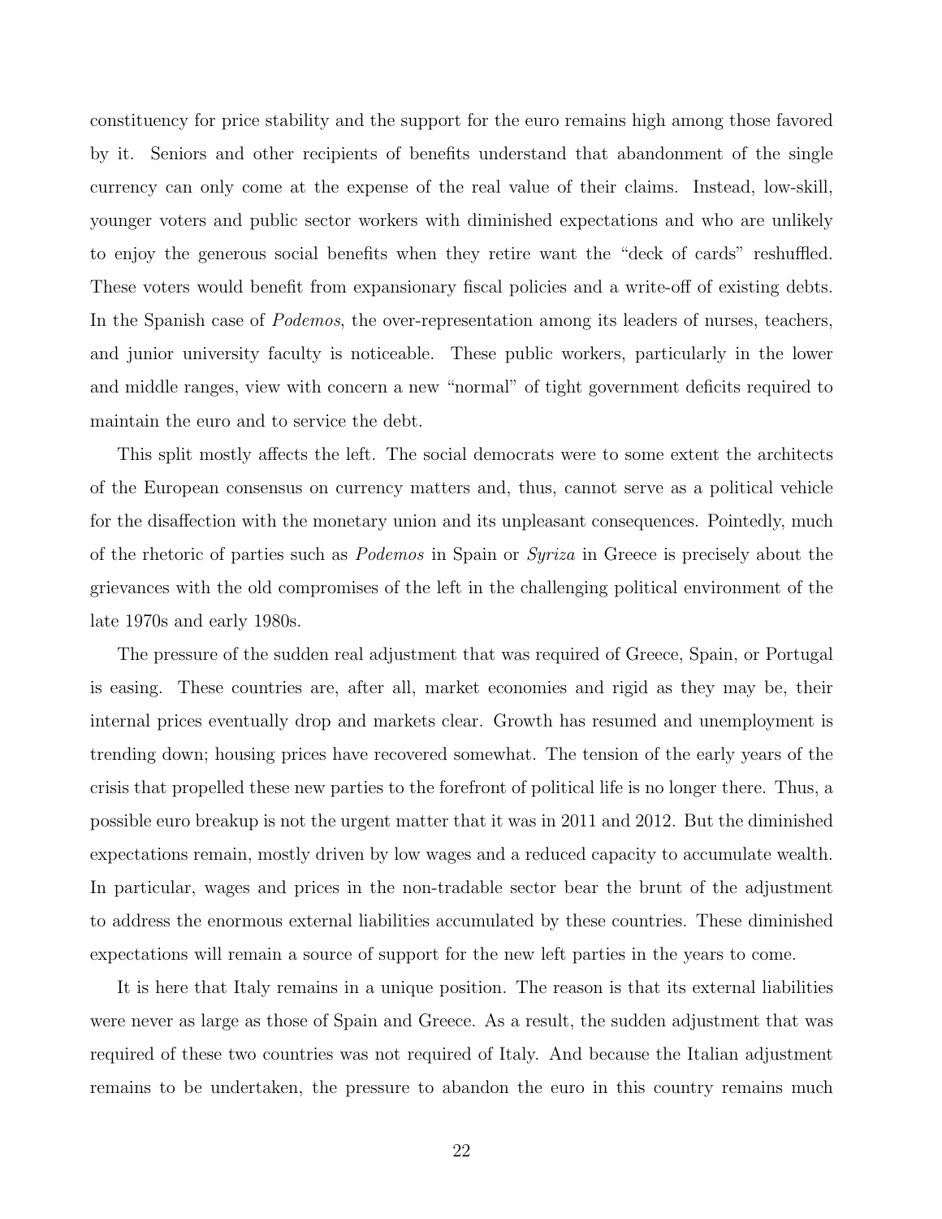constituency for price stability and the support for the euro remains high among those favored by it. Seniors and other recipients of benefits understand that abandonment of the single currency can only come at the expense of the real value of their claims. Instead, low-skill, younger voters and public sector workers with diminished expectations and who are unlikely to enjoy the generous social benefits when they retire want the "deck of cards" reshuffled. These voters would benefit from expansionary fiscal policies and a write-off of existing debts. In the Spanish case of *Podemos*, the over-representation among its leaders of nurses, teachers, and junior university faculty is noticeable. These public workers, particularly in the lower and middle ranges, view with concern a new "normal" of tight government deficits required to maintain the euro and to service the debt.

This split mostly affects the left. The social democrats were to some extent the architects of the European consensus on currency matters and, thus, cannot serve as a political vehicle for the disaffection with the monetary union and its unpleasant consequences. Pointedly, much of the rhetoric of parties such as *Podemos* in Spain or *Syriza* in Greece is precisely about the grievances with the old compromises of the left in the challenging political environment of the late 1970s and early 1980s.

The pressure of the sudden real adjustment that was required of Greece, Spain, or Portugal is easing. These countries are, after all, market economies and rigid as they may be, their internal prices eventually drop and markets clear. Growth has resumed and unemployment is trending down; housing prices have recovered somewhat. The tension of the early years of the crisis that propelled these new parties to the forefront of political life is no longer there. Thus, a possible euro breakup is not the urgent matter that it was in 2011 and 2012. But the diminished expectations remain, mostly driven by low wages and a reduced capacity to accumulate wealth. In particular, wages and prices in the non-tradable sector bear the brunt of the adjustment to address the enormous external liabilities accumulated by these countries. These diminished expectations will remain a source of support for the new left parties in the years to come.

It is here that Italy remains in a unique position. The reason is that its external liabilities were never as large as those of Spain and Greece. As a result, the sudden adjustment that was required of these two countries was not required of Italy. And because the Italian adjustment remains to be undertaken, the pressure to abandon the euro in this country remains much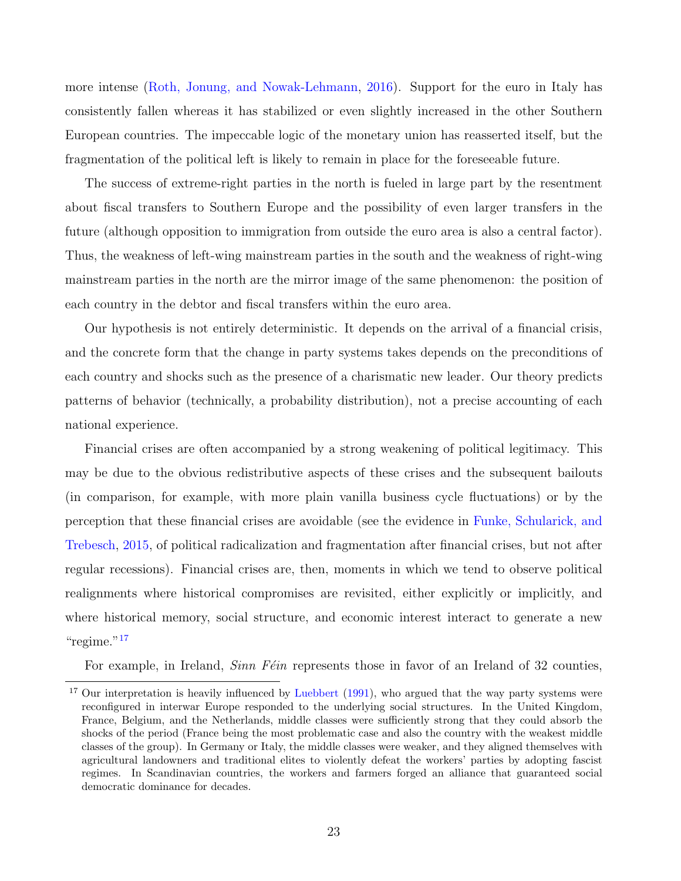more intense (Roth, Jonung, and Nowak-Lehmann, 2016). Support for the euro in Italy has consistently fallen whereas it has stabilized or even slightly increased in the other Southern European countries. The impeccable logic of the monetary union has reasserted itself, but the fragmentation of the political left is likely to remain in place for the foreseeable future.

The success of extreme-right parties in the north is fueled in large part by the resentment about fiscal transfers to Southern Europe and the possibility of even larger transfers in the future (although opposition to immigration from outside the euro area is also a central factor). Thus, the weakness of left-wing mainstream parties in the south and the weakness of right-wing mainstream parties in the north are the mirror image of the same phenomenon: the position of each country in the debtor and fiscal transfers within the euro area.

Our hypothesis is not entirely deterministic. It depends on the arrival of a financial crisis, and the concrete form that the change in party systems takes depends on the preconditions of each country and shocks such as the presence of a charismatic new leader. Our theory predicts patterns of behavior (technically, a probability distribution), not a precise accounting of each national experience.

Financial crises are often accompanied by a strong weakening of political legitimacy. This may be due to the obvious redistributive aspects of these crises and the subsequent bailouts (in comparison, for example, with more plain vanilla business cycle fluctuations) or by the perception that these financial crises are avoidable (see the evidence in Funke, Schularick, and Trebesch, 2015, of political radicalization and fragmentation after financial crises, but not after regular recessions). Financial crises are, then, moments in which we tend to observe political realignments where historical compromises are revisited, either explicitly or implicitly, and where historical memory, social structure, and economic interest interact to generate a new "regime."[17]

For example, in Ireland, *Sinn Féin* represents those in favor of an Ireland of 32 counties,

[17] Our interpretation is heavily influenced by Luebbert (1991), who argued that the way party systems were reconfigured in interwar Europe responded to the underlying social structures. In the United Kingdom, France, Belgium, and the Netherlands, middle classes were sufficiently strong that they could absorb the shocks of the period (France being the most problematic case and also the country with the weakest middle classes of the group). In Germany or Italy, the middle classes were weaker, and they aligned themselves with agricultural landowners and traditional elites to violently defeat the workers' parties by adopting fascist regimes. In Scandinavian countries, the workers and farmers forged an alliance that guaranteed social democratic dominance for decades.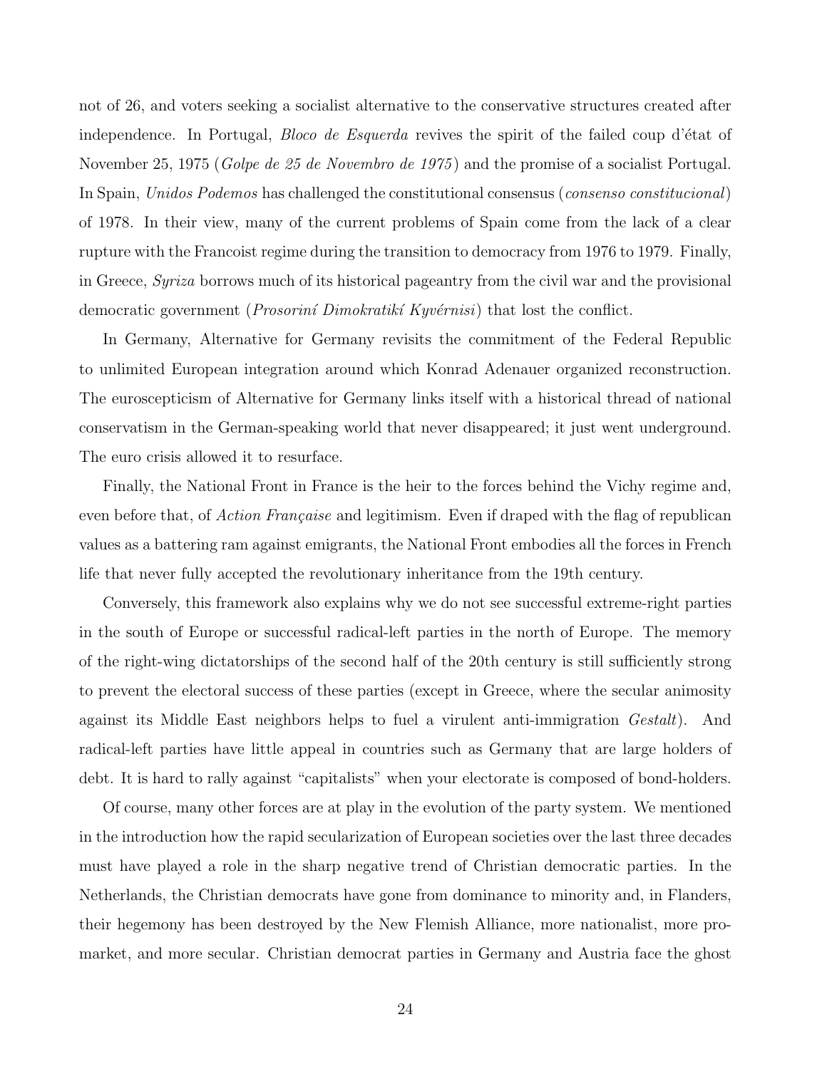not of 26, and voters seeking a socialist alternative to the conservative structures created after independence. In Portugal, *Bloco de Esquerda* revives the spirit of the failed coup d'état of November 25, 1975 (*Golpe de 25 de Novembro de 1975*) and the promise of a socialist Portugal. In Spain, *Unidos Podemos* has challenged the constitutional consensus (*consenso constitucional*) of 1978. In their view, many of the current problems of Spain come from the lack of a clear rupture with the Francoist regime during the transition to democracy from 1976 to 1979. Finally, in Greece, *Syriza* borrows much of its historical pageantry from the civil war and the provisional democratic government (*Prosoriní Dimokratikí Kyvérnisi*) that lost the conflict.

In Germany, Alternative for Germany revisits the commitment of the Federal Republic to unlimited European integration around which Konrad Adenauer organized reconstruction. The euroscepticism of Alternative for Germany links itself with a historical thread of national conservatism in the German-speaking world that never disappeared; it just went underground. The euro crisis allowed it to resurface.

Finally, the National Front in France is the heir to the forces behind the Vichy regime and, even before that, of *Action Française* and legitimism. Even if draped with the flag of republican values as a battering ram against emigrants, the National Front embodies all the forces in French life that never fully accepted the revolutionary inheritance from the 19th century.

Conversely, this framework also explains why we do not see successful extreme-right parties in the south of Europe or successful radical-left parties in the north of Europe. The memory of the right-wing dictatorships of the second half of the 20th century is still sufficiently strong to prevent the electoral success of these parties (except in Greece, where the secular animosity against its Middle East neighbors helps to fuel a virulent anti-immigration *Gestalt*). And radical-left parties have little appeal in countries such as Germany that are large holders of debt. It is hard to rally against "capitalists" when your electorate is composed of bond-holders.

Of course, many other forces are at play in the evolution of the party system. We mentioned in the introduction how the rapid secularization of European societies over the last three decades must have played a role in the sharp negative trend of Christian democratic parties. In the Netherlands, the Christian democrats have gone from dominance to minority and, in Flanders, their hegemony has been destroyed by the New Flemish Alliance, more nationalist, more pro-market, and more secular. Christian democrat parties in Germany and Austria face the ghost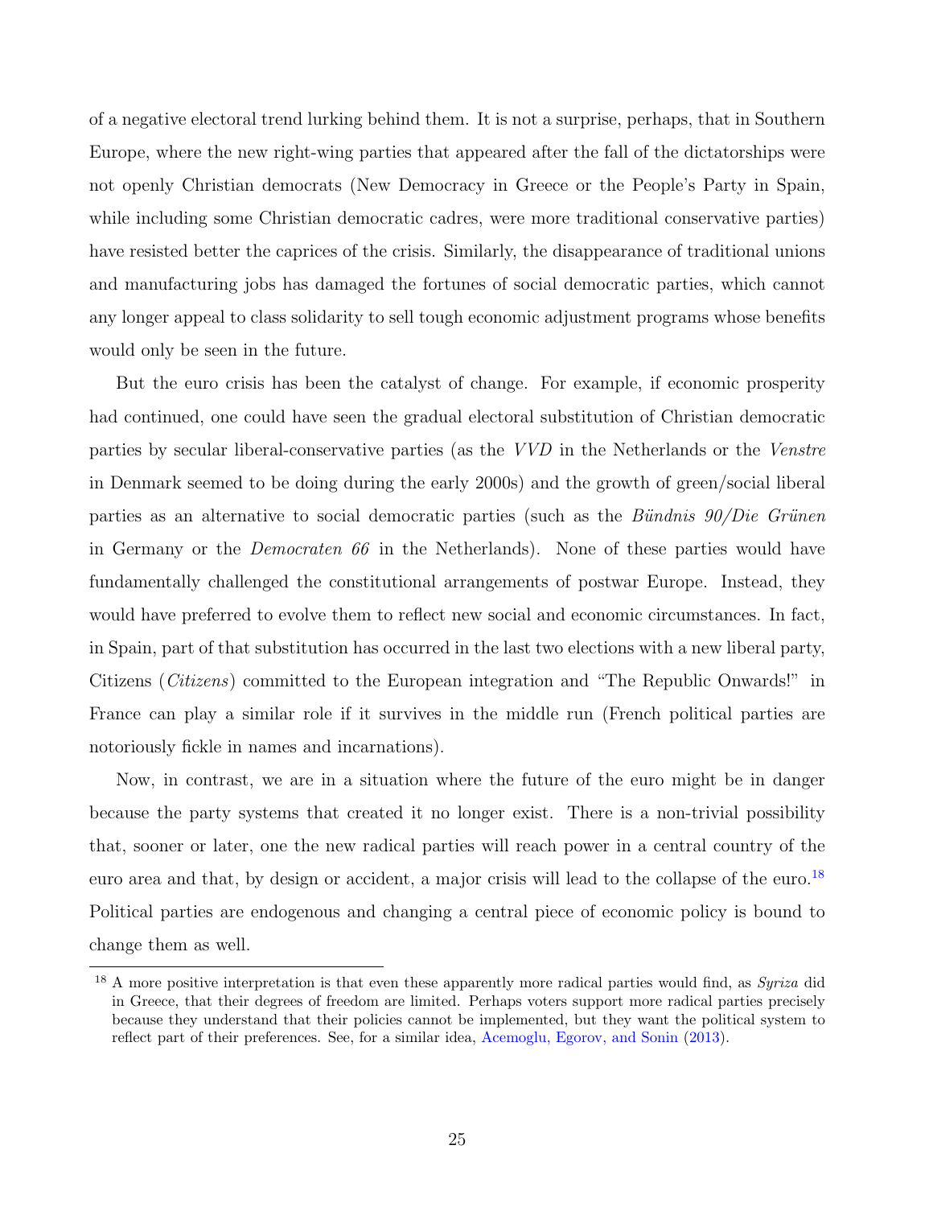of a negative electoral trend lurking behind them. It is not a surprise, perhaps, that in Southern Europe, where the new right-wing parties that appeared after the fall of the dictatorships were not openly Christian democrats (New Democracy in Greece or the People's Party in Spain, while including some Christian democratic cadres, were more traditional conservative parties) have resisted better the caprices of the crisis. Similarly, the disappearance of traditional unions and manufacturing jobs has damaged the fortunes of social democratic parties, which cannot any longer appeal to class solidarity to sell tough economic adjustment programs whose benefits would only be seen in the future.

But the euro crisis has been the catalyst of change. For example, if economic prosperity had continued, one could have seen the gradual electoral substitution of Christian democratic parties by secular liberal-conservative parties (as the *VVD* in the Netherlands or the *Venstre* in Denmark seemed to be doing during the early 2000s) and the growth of green/social liberal parties as an alternative to social democratic parties (such as the *Bündnis 90/Die Grünen* in Germany or the *Democraten 66* in the Netherlands). None of these parties would have fundamentally challenged the constitutional arrangements of postwar Europe. Instead, they would have preferred to evolve them to reflect new social and economic circumstances. In fact, in Spain, part of that substitution has occurred in the last two elections with a new liberal party, Citizens (*Citizens*) committed to the European integration and "The Republic Onwards!" in France can play a similar role if it survives in the middle run (French political parties are notoriously fickle in names and incarnations).

Now, in contrast, we are in a situation where the future of the euro might be in danger because the party systems that created it no longer exist. There is a non-trivial possibility that, sooner or later, one the new radical parties will reach power in a central country of the euro area and that, by design or accident, a major crisis will lead to the collapse of the euro.[18] Political parties are endogenous and changing a central piece of economic policy is bound to change them as well.

[18] A more positive interpretation is that even these apparently more radical parties would find, as *Syriza* did in Greece, that their degrees of freedom are limited. Perhaps voters support more radical parties precisely because they understand that their policies cannot be implemented, but they want the political system to reflect part of their preferences. See, for a similar idea, Acemoglu, Egorov, and Sonin (2013).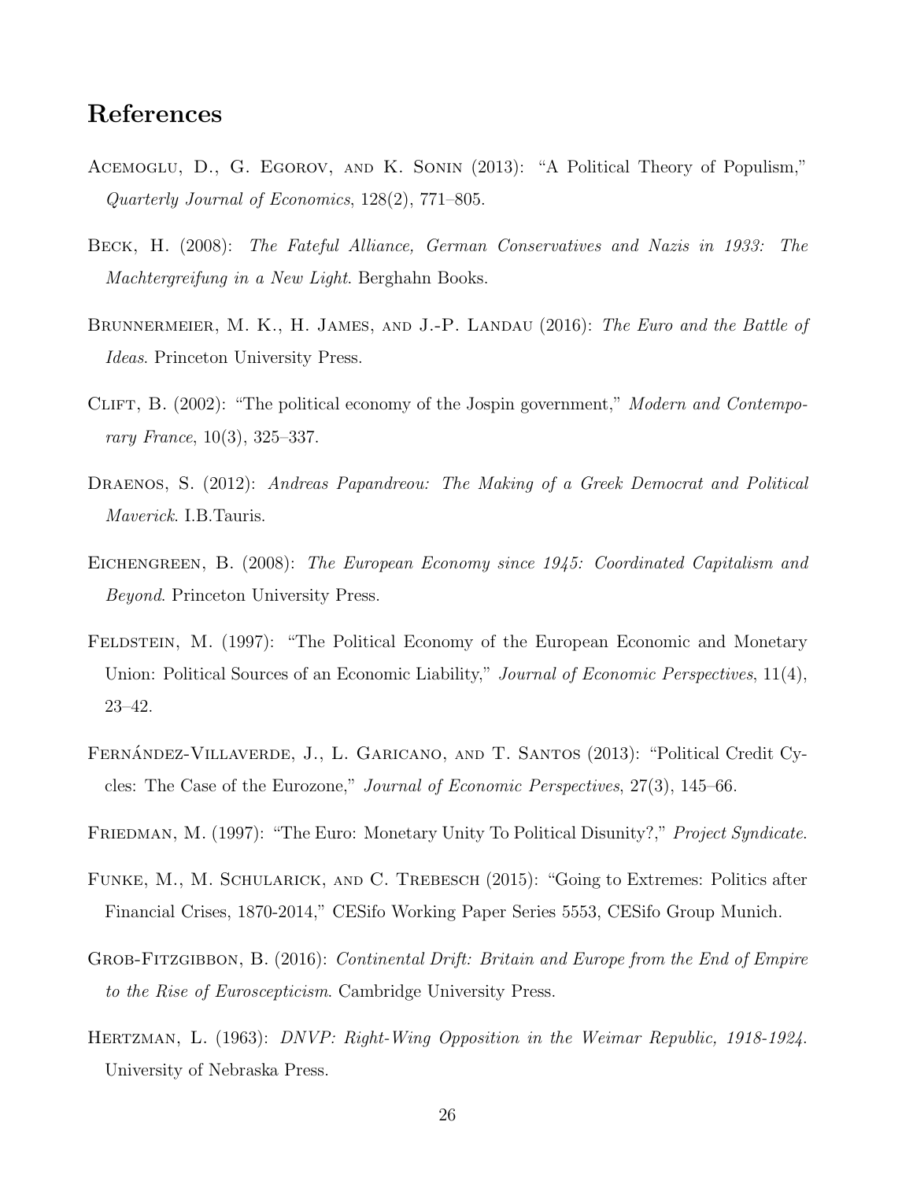# References

Acemoglu, D., G. Egorov, and K. Sonin (2013): "A Political Theory of Populism," *Quarterly Journal of Economics*, 128(2), 771–805.

Beck, H. (2008): *The Fateful Alliance, German Conservatives and Nazis in 1933: The Machtergreifung in a New Light*. Berghahn Books.

Brunnermeier, M. K., H. James, and J.-P. Landau (2016): *The Euro and the Battle of Ideas*. Princeton University Press.

Clift, B. (2002): "The political economy of the Jospin government," *Modern and Contemporary France*, 10(3), 325–337.

Draenos, S. (2012): *Andreas Papandreou: The Making of a Greek Democrat and Political Maverick*. I.B.Tauris.

Eichengreen, B. (2008): *The European Economy since 1945: Coordinated Capitalism and Beyond*. Princeton University Press.

Feldstein, M. (1997): "The Political Economy of the European Economic and Monetary Union: Political Sources of an Economic Liability," *Journal of Economic Perspectives*, 11(4), 23–42.

Fernández-Villaverde, J., L. Garicano, and T. Santos (2013): "Political Credit Cycles: The Case of the Eurozone," *Journal of Economic Perspectives*, 27(3), 145–66.

Friedman, M. (1997): "The Euro: Monetary Unity To Political Disunity?," *Project Syndicate*.

Funke, M., M. Schularick, and C. Trebesch (2015): "Going to Extremes: Politics after Financial Crises, 1870-2014," CESifo Working Paper Series 5553, CESifo Group Munich.

Grob-Fitzgibbon, B. (2016): *Continental Drift: Britain and Europe from the End of Empire to the Rise of Euroscepticism*. Cambridge University Press.

Hertzman, L. (1963): *DNVP: Right-Wing Opposition in the Weimar Republic, 1918-1924*. University of Nebraska Press.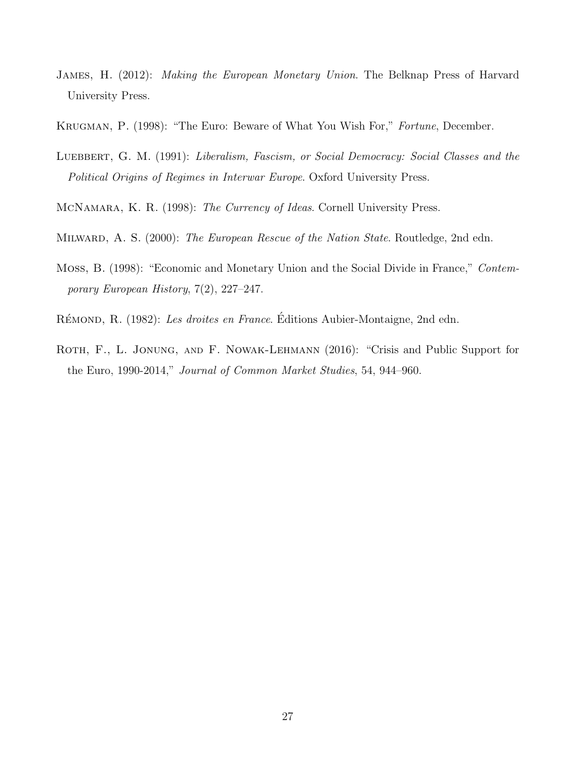James, H. (2012): *Making the European Monetary Union*. The Belknap Press of Harvard University Press.

Krugman, P. (1998): "The Euro: Beware of What You Wish For," *Fortune*, December.

Luebbert, G. M. (1991): *Liberalism, Fascism, or Social Democracy: Social Classes and the Political Origins of Regimes in Interwar Europe*. Oxford University Press.

McNamara, K. R. (1998): *The Currency of Ideas*. Cornell University Press.

Milward, A. S. (2000): *The European Rescue of the Nation State*. Routledge, 2nd edn.

Moss, B. (1998): "Economic and Monetary Union and the Social Divide in France," *Contemporary European History*, 7(2), 227–247.

Rémond, R. (1982): *Les droites en France*. Éditions Aubier-Montaigne, 2nd edn.

Roth, F., L. Jonung, and F. Nowak-Lehmann (2016): "Crisis and Public Support for the Euro, 1990-2014," *Journal of Common Market Studies*, 54, 944–960.